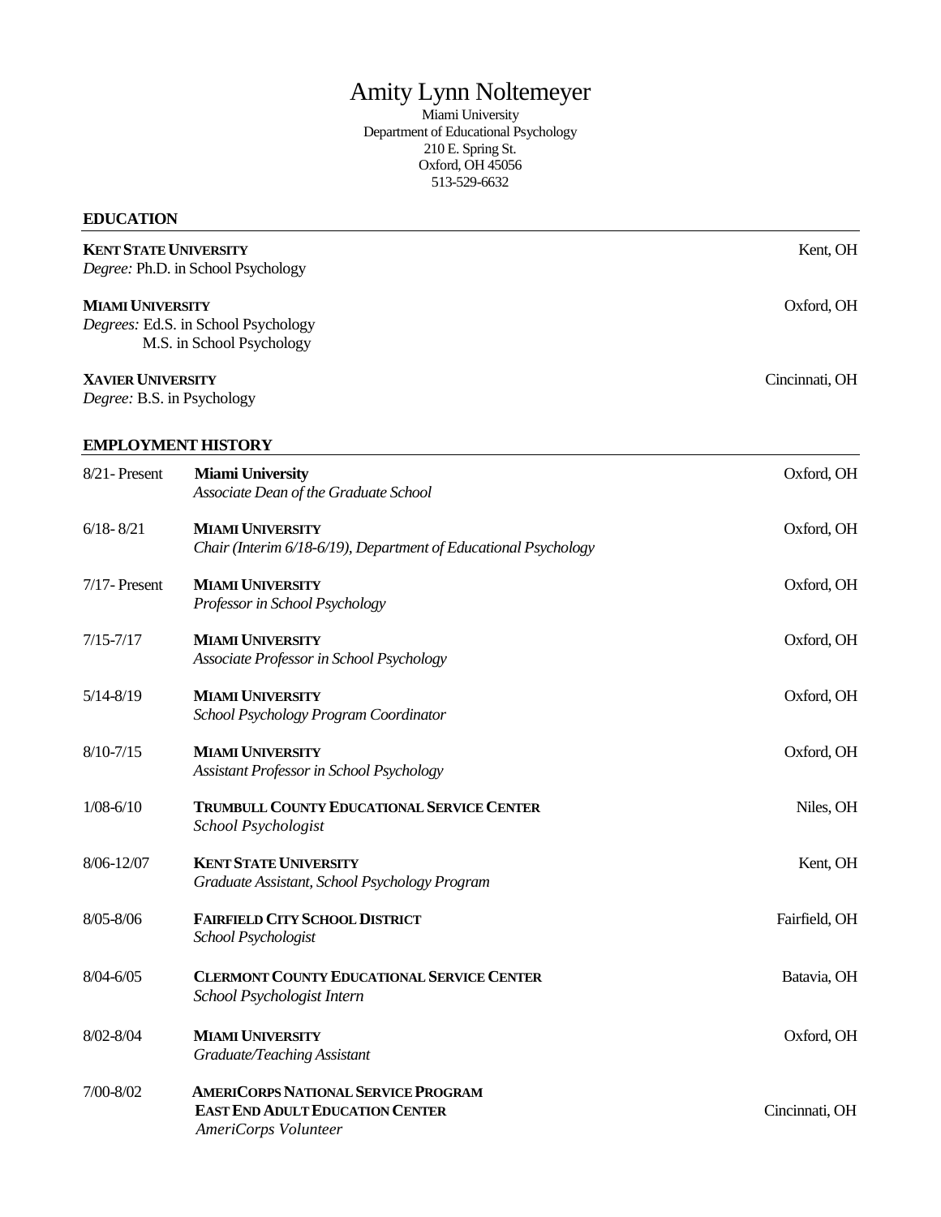# Amity Lynn Noltemeyer

Miami University
Department of Educational Psychology
210 E. Spring St.
Oxford, OH 45056
513-529-6632

## EDUCATION

**KENT STATE UNIVERSITY** — Kent, OH
*Degree:* Ph.D. in School Psychology

**MIAMI UNIVERSITY** — Oxford, OH
*Degrees:* Ed.S. in School Psychology
M.S. in School Psychology

**XAVIER UNIVERSITY** — Cincinnati, OH
*Degree:* B.S. in Psychology

## EMPLOYMENT HISTORY

**8/21- Present** — **Miami University**, Oxford, OH
*Associate Dean of the Graduate School*

**6/18- 8/21** — **MIAMI UNIVERSITY**, Oxford, OH
*Chair (Interim 6/18-6/19), Department of Educational Psychology*

**7/17- Present** — **MIAMI UNIVERSITY**, Oxford, OH
*Professor in School Psychology*

**7/15-7/17** — **MIAMI UNIVERSITY**, Oxford, OH
*Associate Professor in School Psychology*

**5/14-8/19** — **MIAMI UNIVERSITY**, Oxford, OH
*School Psychology Program Coordinator*

**8/10-7/15** — **MIAMI UNIVERSITY**, Oxford, OH
*Assistant Professor in School Psychology*

**1/08-6/10** — **TRUMBULL COUNTY EDUCATIONAL SERVICE CENTER**, Niles, OH
*School Psychologist*

**8/06-12/07** — **KENT STATE UNIVERSITY**, Kent, OH
*Graduate Assistant, School Psychology Program*

**8/05-8/06** — **FAIRFIELD CITY SCHOOL DISTRICT**, Fairfield, OH
*School Psychologist*

**8/04-6/05** — **CLERMONT COUNTY EDUCATIONAL SERVICE CENTER**, Batavia, OH
*School Psychologist Intern*

**8/02-8/04** — **MIAMI UNIVERSITY**, Oxford, OH
*Graduate/Teaching Assistant*

**7/00-8/02** — **AMERICORPS NATIONAL SERVICE PROGRAM**
**EAST END ADULT EDUCATION CENTER**, Cincinnati, OH
*AmeriCorps Volunteer*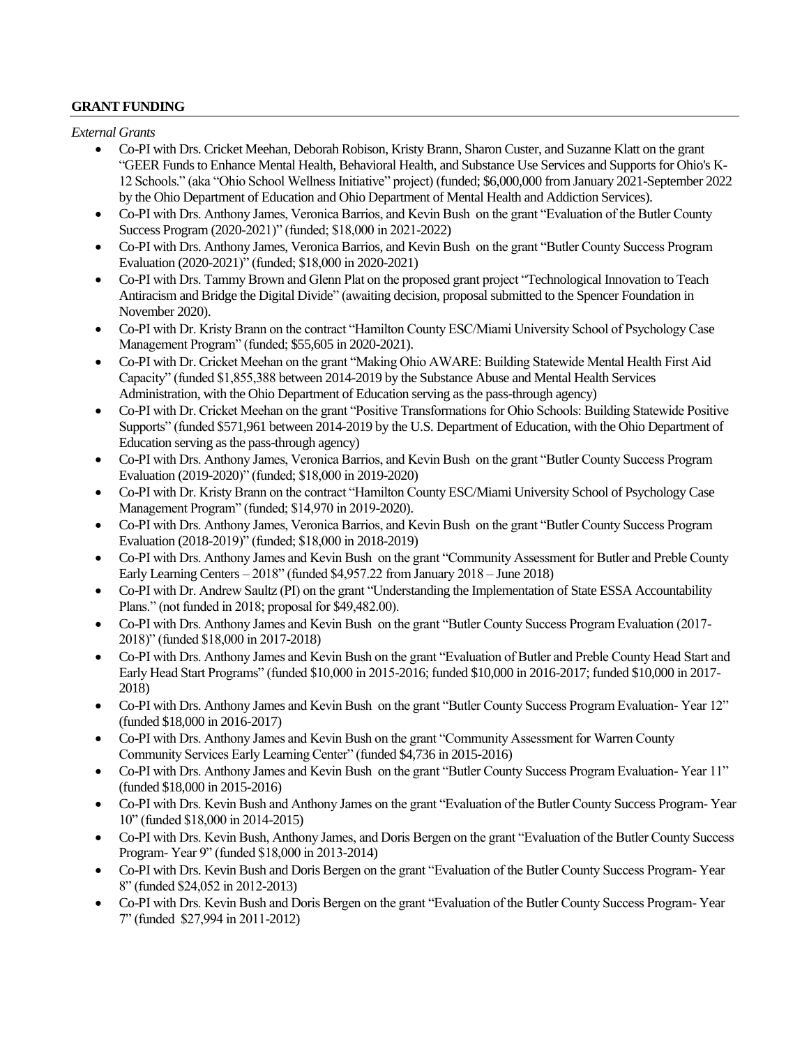## GRANT FUNDING

*External Grants*

- Co-PI with Drs. Cricket Meehan, Deborah Robison, Kristy Brann, Sharon Custer, and Suzanne Klatt on the grant "GEER Funds to Enhance Mental Health, Behavioral Health, and Substance Use Services and Supports for Ohio's K-12 Schools." (aka "Ohio School Wellness Initiative" project) (funded; $6,000,000 from January 2021-September 2022 by the Ohio Department of Education and Ohio Department of Mental Health and Addiction Services).
- Co-PI with Drs. Anthony James, Veronica Barrios, and Kevin Bush on the grant "Evaluation of the Butler County Success Program (2020-2021)" (funded; $18,000 in 2021-2022)
- Co-PI with Drs. Anthony James, Veronica Barrios, and Kevin Bush on the grant "Butler County Success Program Evaluation (2020-2021)" (funded; $18,000 in 2020-2021)
- Co-PI with Drs. Tammy Brown and Glenn Plat on the proposed grant project "Technological Innovation to Teach Antiracism and Bridge the Digital Divide" (awaiting decision, proposal submitted to the Spencer Foundation in November 2020).
- Co-PI with Dr. Kristy Brann on the contract "Hamilton County ESC/Miami University School of Psychology Case Management Program" (funded; $55,605 in 2020-2021).
- Co-PI with Dr. Cricket Meehan on the grant "Making Ohio AWARE: Building Statewide Mental Health First Aid Capacity" (funded $1,855,388 between 2014-2019 by the Substance Abuse and Mental Health Services Administration, with the Ohio Department of Education serving as the pass-through agency)
- Co-PI with Dr. Cricket Meehan on the grant "Positive Transformations for Ohio Schools: Building Statewide Positive Supports" (funded $571,961 between 2014-2019 by the U.S. Department of Education, with the Ohio Department of Education serving as the pass-through agency)
- Co-PI with Drs. Anthony James, Veronica Barrios, and Kevin Bush on the grant "Butler County Success Program Evaluation (2019-2020)" (funded; $18,000 in 2019-2020)
- Co-PI with Dr. Kristy Brann on the contract "Hamilton County ESC/Miami University School of Psychology Case Management Program" (funded; $14,970 in 2019-2020).
- Co-PI with Drs. Anthony James, Veronica Barrios, and Kevin Bush on the grant "Butler County Success Program Evaluation (2018-2019)" (funded; $18,000 in 2018-2019)
- Co-PI with Drs. Anthony James and Kevin Bush on the grant "Community Assessment for Butler and Preble County Early Learning Centers – 2018" (funded $4,957.22 from January 2018 – June 2018)
- Co-PI with Dr. Andrew Saultz (PI) on the grant "Understanding the Implementation of State ESSA Accountability Plans." (not funded in 2018; proposal for $49,482.00).
- Co-PI with Drs. Anthony James and Kevin Bush on the grant "Butler County Success Program Evaluation (2017-2018)" (funded $18,000 in 2017-2018)
- Co-PI with Drs. Anthony James and Kevin Bush on the grant "Evaluation of Butler and Preble County Head Start and Early Head Start Programs" (funded $10,000 in 2015-2016; funded $10,000 in 2016-2017; funded $10,000 in 2017-2018)
- Co-PI with Drs. Anthony James and Kevin Bush on the grant "Butler County Success Program Evaluation- Year 12" (funded $18,000 in 2016-2017)
- Co-PI with Drs. Anthony James and Kevin Bush on the grant "Community Assessment for Warren County Community Services Early Learning Center" (funded $4,736 in 2015-2016)
- Co-PI with Drs. Anthony James and Kevin Bush on the grant "Butler County Success Program Evaluation- Year 11" (funded $18,000 in 2015-2016)
- Co-PI with Drs. Kevin Bush and Anthony James on the grant "Evaluation of the Butler County Success Program- Year 10" (funded $18,000 in 2014-2015)
- Co-PI with Drs. Kevin Bush, Anthony James, and Doris Bergen on the grant "Evaluation of the Butler County Success Program- Year 9" (funded $18,000 in 2013-2014)
- Co-PI with Drs. Kevin Bush and Doris Bergen on the grant "Evaluation of the Butler County Success Program- Year 8" (funded $24,052 in 2012-2013)
- Co-PI with Drs. Kevin Bush and Doris Bergen on the grant "Evaluation of the Butler County Success Program- Year 7" (funded $27,994 in 2011-2012)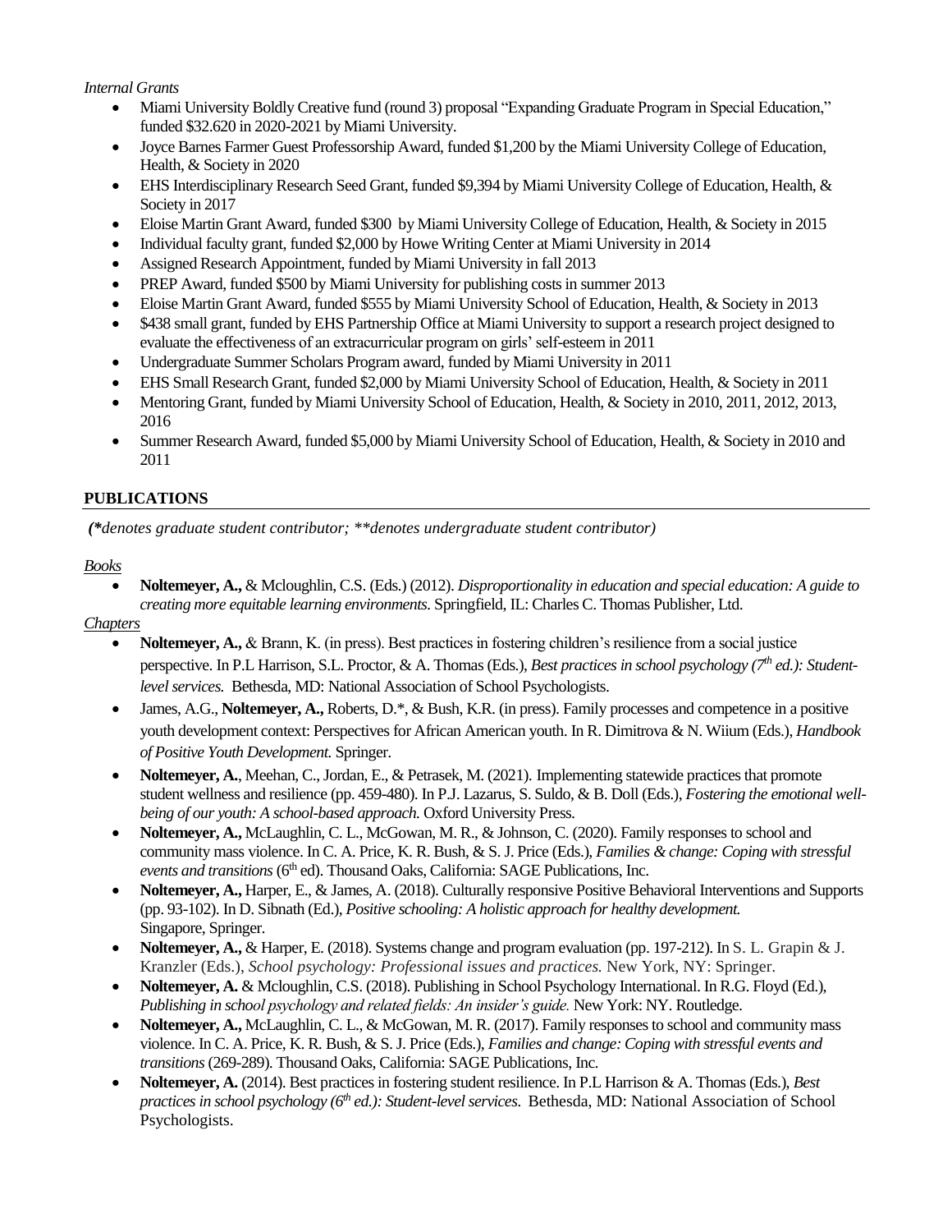*Internal Grants*

- Miami University Boldly Creative fund (round 3) proposal "Expanding Graduate Program in Special Education," funded $32.620 in 2020-2021 by Miami University.
- Joyce Barnes Farmer Guest Professorship Award, funded $1,200 by the Miami University College of Education, Health, & Society in 2020
- EHS Interdisciplinary Research Seed Grant, funded $9,394 by Miami University College of Education, Health, & Society in 2017
- Eloise Martin Grant Award, funded $300 by Miami University College of Education, Health, & Society in 2015
- Individual faculty grant, funded $2,000 by Howe Writing Center at Miami University in 2014
- Assigned Research Appointment, funded by Miami University in fall 2013
- PREP Award, funded $500 by Miami University for publishing costs in summer 2013
- Eloise Martin Grant Award, funded $555 by Miami University School of Education, Health, & Society in 2013
- $438 small grant, funded by EHS Partnership Office at Miami University to support a research project designed to evaluate the effectiveness of an extracurricular program on girls' self-esteem in 2011
- Undergraduate Summer Scholars Program award, funded by Miami University in 2011
- EHS Small Research Grant, funded $2,000 by Miami University School of Education, Health, & Society in 2011
- Mentoring Grant, funded by Miami University School of Education, Health, & Society in 2010, 2011, 2012, 2013, 2016
- Summer Research Award, funded $5,000 by Miami University School of Education, Health, & Society in 2010 and 2011

## PUBLICATIONS

***(*denotes graduate student contributor; **denotes undergraduate student contributor)***

*Books*

- **Noltemeyer, A.,** & Mcloughlin, C.S. (Eds.) (2012). *Disproportionality in education and special education: A guide to creating more equitable learning environments.* Springfield, IL: Charles C. Thomas Publisher, Ltd.

*Chapters*

- **Noltemeyer, A.,** & Brann, K. (in press). Best practices in fostering children's resilience from a social justice perspective. In P.L Harrison, S.L. Proctor, & A. Thomas (Eds.), *Best practices in school psychology (7th ed.): Student-level services.* Bethesda, MD: National Association of School Psychologists.
- James, A.G., **Noltemeyer, A.,** Roberts, D.*, & Bush, K.R. (in press). Family processes and competence in a positive youth development context: Perspectives for African American youth. In R. Dimitrova & N. Wiium (Eds.), *Handbook of Positive Youth Development.* Springer.
- **Noltemeyer, A.**, Meehan, C., Jordan, E., & Petrasek, M. (2021). Implementing statewide practices that promote student wellness and resilience (pp. 459-480). In P.J. Lazarus, S. Suldo, & B. Doll (Eds.), *Fostering the emotional well-being of our youth: A school-based approach.* Oxford University Press.
- **Noltemeyer, A.,** McLaughlin, C. L., McGowan, M. R., & Johnson, C. (2020). Family responses to school and community mass violence. In C. A. Price, K. R. Bush, & S. J. Price (Eds.), *Families & change: Coping with stressful events and transitions* (6th ed). Thousand Oaks, California: SAGE Publications, Inc.
- **Noltemeyer, A.,** Harper, E., & James, A. (2018). Culturally responsive Positive Behavioral Interventions and Supports (pp. 93-102). In D. Sibnath (Ed.), *Positive schooling: A holistic approach for healthy development.* Singapore, Springer.
- **Noltemeyer, A.,** & Harper, E. (2018). Systems change and program evaluation (pp. 197-212). In S. L. Grapin & J. Kranzler (Eds.), *School psychology: Professional issues and practices.* New York, NY: Springer.
- **Noltemeyer, A.** & Mcloughlin, C.S. (2018). Publishing in School Psychology International. In R.G. Floyd (Ed.), *Publishing in school psychology and related fields: An insider's guide.* New York: NY. Routledge.
- **Noltemeyer, A.,** McLaughlin, C. L., & McGowan, M. R. (2017). Family responses to school and community mass violence. In C. A. Price, K. R. Bush, & S. J. Price (Eds.), *Families and change: Coping with stressful events and transitions* (269-289). Thousand Oaks, California: SAGE Publications, Inc.
- **Noltemeyer, A.** (2014). Best practices in fostering student resilience. In P.L Harrison & A. Thomas (Eds.), *Best practices in school psychology (6th ed.): Student-level services.* Bethesda, MD: National Association of School Psychologists.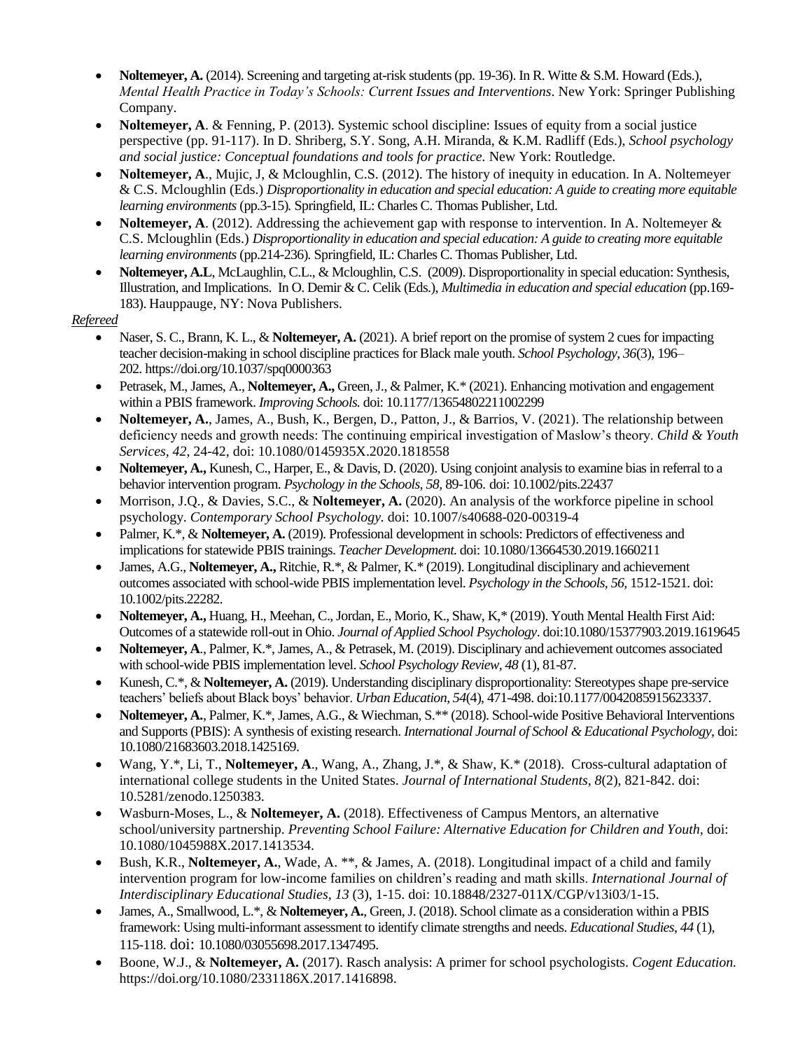- **Noltemeyer, A.** (2014). Screening and targeting at-risk students (pp. 19-36). In R. Witte & S.M. Howard (Eds.), *Mental Health Practice in Today's Schools: Current Issues and Interventions*. New York: Springer Publishing Company.
- **Noltemeyer, A**. & Fenning, P. (2013). Systemic school discipline: Issues of equity from a social justice perspective (pp. 91-117). In D. Shriberg, S.Y. Song, A.H. Miranda, & K.M. Radliff (Eds.), *School psychology and social justice: Conceptual foundations and tools for practice.* New York: Routledge.
- **Noltemeyer, A**., Mujic, J, & Mcloughlin, C.S. (2012). The history of inequity in education. In A. Noltemeyer & C.S. Mcloughlin (Eds.) *Disproportionality in education and special education: A guide to creating more equitable learning environments* (pp.3-15)*.* Springfield, IL: Charles C. Thomas Publisher, Ltd.
- **Noltemeyer, A**. (2012). Addressing the achievement gap with response to intervention. In A. Noltemeyer & C.S. Mcloughlin (Eds.) *Disproportionality in education and special education: A guide to creating more equitable learning environments* (pp.214-236)*.* Springfield, IL: Charles C. Thomas Publisher, Ltd.
- **Noltemeyer, A.L**, McLaughlin, C.L., & Mcloughlin, C.S. (2009). Disproportionality in special education: Synthesis, Illustration, and Implications. In O. Demir & C. Celik (Eds.), *Multimedia in education and special education* (pp.169-183). Hauppauge, NY: Nova Publishers.

*Refereed*

- Naser, S. C., Brann, K. L., & **Noltemeyer, A.** (2021). A brief report on the promise of system 2 cues for impacting teacher decision-making in school discipline practices for Black male youth. *School Psychology, 36*(3), 196–202. https://doi.org/10.1037/spq0000363
- Petrasek, M., James, A., **Noltemeyer, A.,** Green, J., & Palmer, K.* (2021). Enhancing motivation and engagement within a PBIS framework. *Improving Schools.* doi: 10.1177/13654802211002299
- **Noltemeyer, A.**, James, A., Bush, K., Bergen, D., Patton, J., & Barrios, V. (2021). The relationship between deficiency needs and growth needs: The continuing empirical investigation of Maslow's theory. *Child & Youth Services, 42*, 24-42, doi: 10.1080/0145935X.2020.1818558
- **Noltemeyer, A.,** Kunesh, C., Harper, E., & Davis, D. (2020). Using conjoint analysis to examine bias in referral to a behavior intervention program. *Psychology in the Schools, 58,* 89-106. doi: 10.1002/pits.22437
- Morrison, J.Q., & Davies, S.C., & **Noltemeyer, A.** (2020). An analysis of the workforce pipeline in school psychology. *Contemporary School Psychology.* doi: 10.1007/s40688-020-00319-4
- Palmer, K.*, & **Noltemeyer, A.** (2019). Professional development in schools: Predictors of effectiveness and implications for statewide PBIS trainings. *Teacher Development.* doi: 10.1080/13664530.2019.1660211
- James, A.G., **Noltemeyer, A.,** Ritchie, R.*, & Palmer, K.* (2019). Longitudinal disciplinary and achievement outcomes associated with school-wide PBIS implementation level. *Psychology in the Schools*, *56*, 1512-1521. doi: 10.1002/pits.22282.
- **Noltemeyer, A.,** Huang, H., Meehan, C., Jordan, E., Morio, K., Shaw, K,* (2019). Youth Mental Health First Aid: Outcomes of a statewide roll-out in Ohio. *Journal of Applied School Psychology*. doi:10.1080/15377903.2019.1619645
- **Noltemeyer, A**., Palmer, K.*, James, A., & Petrasek, M. (2019). Disciplinary and achievement outcomes associated with school-wide PBIS implementation level. *School Psychology Review*, *48* (1), 81-87.
- Kunesh, C.*, & **Noltemeyer, A.** (2019). Understanding disciplinary disproportionality: Stereotypes shape pre-service teachers' beliefs about Black boys' behavior. *Urban Education*, *54*(4), 471-498. doi:10.1177/0042085915623337.
- **Noltemeyer, A**., Palmer, K.*, James, A.G., & Wiechman, S.** (2018). School-wide Positive Behavioral Interventions and Supports (PBIS): A synthesis of existing research. *International Journal of School & Educational Psychology*, doi: 10.1080/21683603.2018.1425169.
- Wang, Y.*, Li, T., **Noltemeyer, A**., Wang, A., Zhang, J.*, & Shaw, K.* (2018). Cross-cultural adaptation of international college students in the United States. *Journal of International Students, 8*(2), 821-842. doi: 10.5281/zenodo.1250383.
- Wasburn-Moses, L., & **Noltemeyer, A.** (2018). Effectiveness of Campus Mentors, an alternative school/university partnership. *Preventing School Failure: Alternative Education for Children and Youth,* doi: 10.1080/1045988X.2017.1413534.
- Bush, K.R., **Noltemeyer, A.**, Wade, A. **, & James, A. (2018). Longitudinal impact of a child and family intervention program for low-income families on children's reading and math skills. *International Journal of Interdisciplinary Educational Studies, 13* (3), 1-15. doi: 10.18848/2327-011X/CGP/v13i03/1-15.
- James, A., Smallwood, L.*, & **Noltemeyer, A.**, Green, J. (2018). School climate as a consideration within a PBIS framework: Using multi-informant assessment to identify climate strengths and needs. *Educational Studies*, *44* (1), 115-118. doi: 10.1080/03055698.2017.1347495.
- Boone, W.J., & **Noltemeyer, A.** (2017). Rasch analysis: A primer for school psychologists. *Cogent Education.* https://doi.org/10.1080/2331186X.2017.1416898.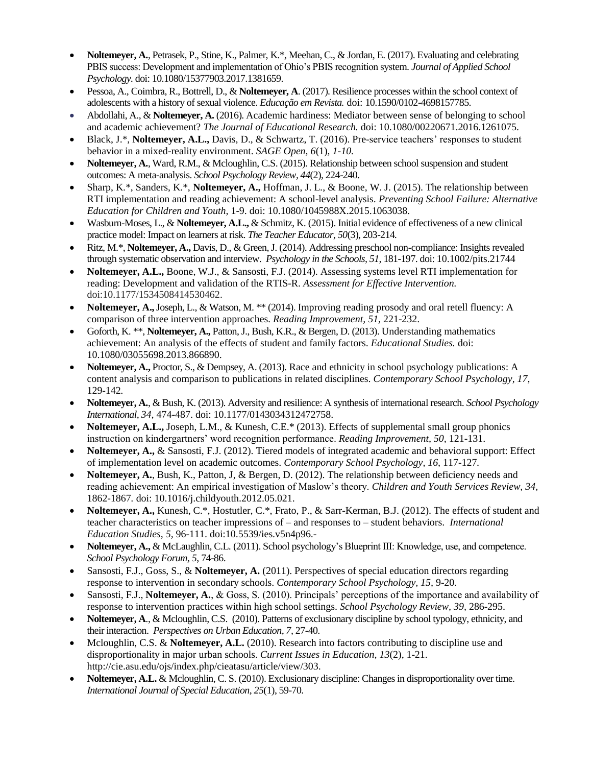- **Noltemeyer, A.**, Petrasek, P., Stine, K., Palmer, K.*, Meehan, C., & Jordan, E. (2017). Evaluating and celebrating PBIS success: Development and implementation of Ohio's PBIS recognition system. *Journal of Applied School Psychology.* doi: 10.1080/15377903.2017.1381659.
- Pessoa, A., Coimbra, R., Bottrell, D., & **Noltemeyer, A**. (2017). Resilience processes within the school context of adolescents with a history of sexual violence. *Educação em Revista.* doi: 10.1590/0102-4698157785.
- Abdollahi, A., & **Noltemeyer, A.** (2016). Academic hardiness: Mediator between sense of belonging to school and academic achievement? *The Journal of Educational Research.* doi: 10.1080/00220671.2016.1261075.
- Black, J.*, **Noltemeyer, A.L.,** Davis, D., & Schwartz, T. (2016). Pre-service teachers' responses to student behavior in a mixed-reality environment. *SAGE Open, 6*(1), *1-10.*
- **Noltemeyer, A.**, Ward, R.M., & Mcloughlin, C.S. (2015). Relationship between school suspension and student outcomes: A meta-analysis. *School Psychology Review, 44*(2), 224-240.
- Sharp, K.*, Sanders, K.*, **Noltemeyer, A.,** Hoffman, J. L., & Boone, W. J. (2015). The relationship between RTI implementation and reading achievement: A school-level analysis. *Preventing School Failure: Alternative Education for Children and Youth*, 1-9. doi: 10.1080/1045988X.2015.1063038.
- Wasburn-Moses, L., & **Noltemeyer, A.L.,** & Schmitz, K. (2015). Initial evidence of effectiveness of a new clinical practice model: Impact on learners at risk. *The Teacher Educator, 50*(3), 203-214.
- Ritz, M.*, **Noltemeyer, A.,** Davis, D., & Green, J. (2014). Addressing preschool non-compliance: Insights revealed through systematic observation and interview. *Psychology in the Schools, 51,* 181-197. doi: 10.1002/pits.21744
- **Noltemeyer, A.L.,** Boone, W.J., & Sansosti, F.J. (2014). Assessing systems level RTI implementation for reading: Development and validation of the RTIS-R. *Assessment for Effective Intervention.* doi:10.1177/1534508414530462.
- **Noltemeyer, A.,** Joseph, L., & Watson, M. ** (2014). Improving reading prosody and oral retell fluency: A comparison of three intervention approaches. *Reading Improvement, 51,* 221-232.
- Goforth, K. **, **Noltemeyer, A.,** Patton, J., Bush, K.R., & Bergen, D. (2013). Understanding mathematics achievement: An analysis of the effects of student and family factors. *Educational Studies.* doi: 10.1080/03055698.2013.866890.
- **Noltemeyer, A.,** Proctor, S., & Dempsey, A. (2013). Race and ethnicity in school psychology publications: A content analysis and comparison to publications in related disciplines. *Contemporary School Psychology, 17,* 129-142.
- **Noltemeyer, A.**, & Bush, K. (2013). Adversity and resilience: A synthesis of international research. *School Psychology International, 34,* 474-487. doi: 10.1177/0143034312472758.
- **Noltemeyer, A.L.,** Joseph, L.M., & Kunesh, C.E.* (2013). Effects of supplemental small group phonics instruction on kindergartners' word recognition performance. *Reading Improvement, 50,* 121-131.
- **Noltemeyer, A.,** & Sansosti, F.J. (2012). Tiered models of integrated academic and behavioral support: Effect of implementation level on academic outcomes. *Contemporary School Psychology, 16,* 117-127.
- **Noltemeyer, A.**, Bush, K., Patton, J, & Bergen, D. (2012). The relationship between deficiency needs and reading achievement: An empirical investigation of Maslow's theory. *Children and Youth Services Review, 34,* 1862-1867. doi: 10.1016/j.childyouth.2012.05.021.
- **Noltemeyer, A.,** Kunesh, C.*, Hostutler, C.*, Frato, P., & Sarr-Kerman, B.J. (2012). The effects of student and teacher characteristics on teacher impressions of – and responses to – student behaviors. *International Education Studies, 5,* 96-111. doi:10.5539/ies.v5n4p96.-
- **Noltemeyer, A.,** & McLaughlin, C.L. (2011). School psychology's Blueprint III: Knowledge, use, and competence. *School Psychology Forum, 5*, 74-86.
- Sansosti, F.J., Goss, S., & **Noltemeyer, A.** (2011). Perspectives of special education directors regarding response to intervention in secondary schools. *Contemporary School Psychology, 15,* 9-20.
- Sansosti, F.J., **Noltemeyer, A.**, & Goss, S. (2010). Principals' perceptions of the importance and availability of response to intervention practices within high school settings. *School Psychology Review, 39,* 286-295.
- **Noltemeyer, A**., & Mcloughlin, C.S. (2010). Patterns of exclusionary discipline by school typology, ethnicity, and their interaction. *Perspectives on Urban Education, 7,* 27-40.
- Mcloughlin, C.S. & **Noltemeyer, A.L.** (2010). Research into factors contributing to discipline use and disproportionality in major urban schools. *Current Issues in Education, 13*(2), 1-21. http://cie.asu.edu/ojs/index.php/cieatasu/article/view/303.
- **Noltemeyer, A.L.** & Mcloughlin, C. S. (2010). Exclusionary discipline: Changes in disproportionality over time. *International Journal of Special Education, 25*(1), 59-70.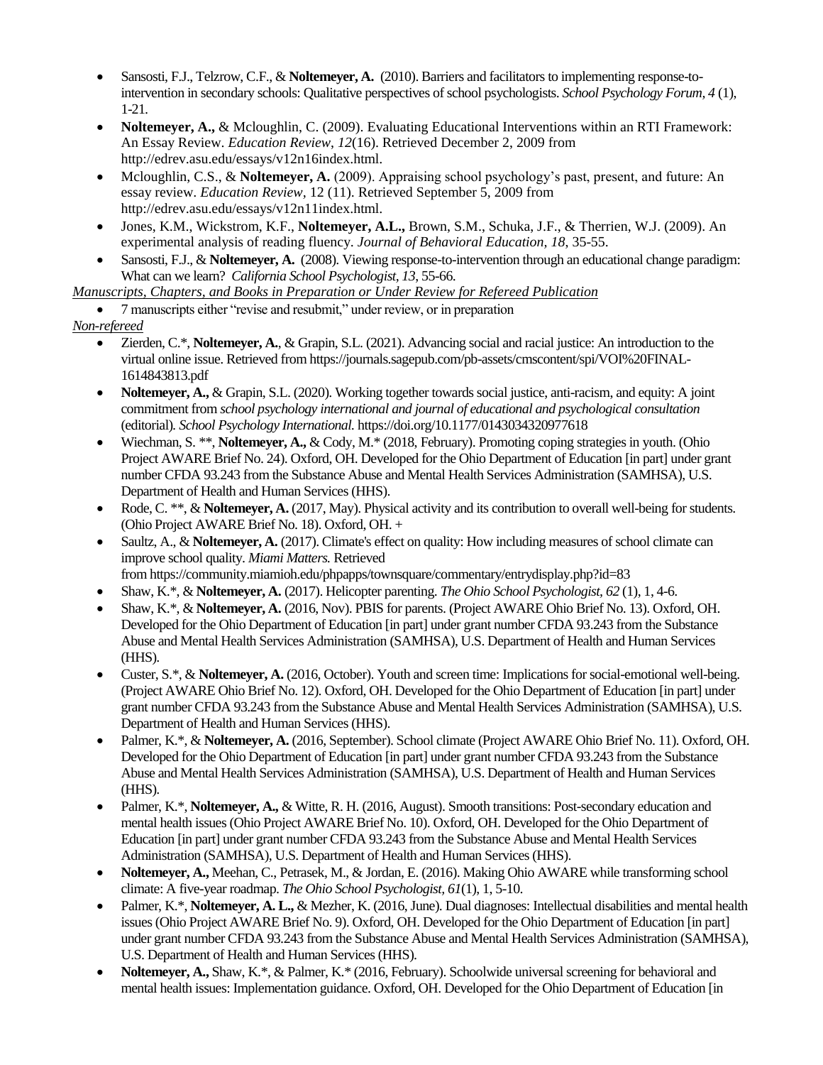- Sansosti, F.J., Telzrow, C.F., & **Noltemeyer, A.** (2010). Barriers and facilitators to implementing response-to-intervention in secondary schools: Qualitative perspectives of school psychologists. *School Psychology Forum*, *4* (1), 1-21.
- **Noltemeyer, A.,** & Mcloughlin, C. (2009). Evaluating Educational Interventions within an RTI Framework: An Essay Review. *Education Review*, *12*(16). Retrieved December 2, 2009 from http://edrev.asu.edu/essays/v12n16index.html.
- Mcloughlin, C.S., & **Noltemeyer, A.** (2009). Appraising school psychology's past, present, and future: An essay review. *Education Review*, 12 (11). Retrieved September 5, 2009 from http://edrev.asu.edu/essays/v12n11index.html.
- Jones, K.M., Wickstrom, K.F., **Noltemeyer, A.L.,** Brown, S.M., Schuka, J.F., & Therrien, W.J. (2009). An experimental analysis of reading fluency. *Journal of Behavioral Education, 18*, 35-55.
- Sansosti, F.J., & **Noltemeyer, A.** (2008). Viewing response-to-intervention through an educational change paradigm: What can we learn? *California School Psychologist, 13*, 55-66.

*Manuscripts, Chapters, and Books in Preparation or Under Review for Refereed Publication*

- 7 manuscripts either "revise and resubmit," under review, or in preparation

*Non-refereed*

- Zierden, C.*, **Noltemeyer, A.**, & Grapin, S.L. (2021). Advancing social and racial justice: An introduction to the virtual online issue. Retrieved from https://journals.sagepub.com/pb-assets/cmscontent/spi/VOI%20FINAL-1614843813.pdf
- **Noltemeyer, A.,** & Grapin, S.L. (2020). Working together towards social justice, anti-racism, and equity: A joint commitment from *school psychology international and journal of educational and psychological consultation* (editorial). *School Psychology International.* https://doi.org/10.1177/0143034320977618
- Wiechman, S. **, **Noltemeyer, A.,** & Cody, M.* (2018, February). Promoting coping strategies in youth. (Ohio Project AWARE Brief No. 24). Oxford, OH. Developed for the Ohio Department of Education [in part] under grant number CFDA 93.243 from the Substance Abuse and Mental Health Services Administration (SAMHSA), U.S. Department of Health and Human Services (HHS).
- Rode, C. **, & **Noltemeyer, A.** (2017, May). Physical activity and its contribution to overall well-being for students. (Ohio Project AWARE Brief No. 18). Oxford, OH. +
- Saultz, A., & **Noltemeyer, A.** (2017). Climate's effect on quality: How including measures of school climate can improve school quality. *Miami Matters.* Retrieved from https://community.miamioh.edu/phpapps/townsquare/commentary/entrydisplay.php?id=83
- Shaw, K.*, & **Noltemeyer, A.** (2017). Helicopter parenting. *The Ohio School Psychologist, 62* (1), 1, 4-6.
- Shaw, K.*, & **Noltemeyer, A.** (2016, Nov). PBIS for parents. (Project AWARE Ohio Brief No. 13). Oxford, OH. Developed for the Ohio Department of Education [in part] under grant number CFDA 93.243 from the Substance Abuse and Mental Health Services Administration (SAMHSA), U.S. Department of Health and Human Services (HHS).
- Custer, S.*, & **Noltemeyer, A.** (2016, October). Youth and screen time: Implications for social-emotional well-being. (Project AWARE Ohio Brief No. 12). Oxford, OH. Developed for the Ohio Department of Education [in part] under grant number CFDA 93.243 from the Substance Abuse and Mental Health Services Administration (SAMHSA), U.S. Department of Health and Human Services (HHS).
- Palmer, K.*, & **Noltemeyer, A.** (2016, September). School climate (Project AWARE Ohio Brief No. 11). Oxford, OH. Developed for the Ohio Department of Education [in part] under grant number CFDA 93.243 from the Substance Abuse and Mental Health Services Administration (SAMHSA), U.S. Department of Health and Human Services (HHS).
- Palmer, K.*, **Noltemeyer, A.,** & Witte, R. H. (2016, August). Smooth transitions: Post-secondary education and mental health issues (Ohio Project AWARE Brief No. 10). Oxford, OH. Developed for the Ohio Department of Education [in part] under grant number CFDA 93.243 from the Substance Abuse and Mental Health Services Administration (SAMHSA), U.S. Department of Health and Human Services (HHS).
- **Noltemeyer, A.,** Meehan, C., Petrasek, M., & Jordan, E. (2016). Making Ohio AWARE while transforming school climate: A five-year roadmap. *The Ohio School Psychologist, 61*(1), 1, 5-10.
- Palmer, K.*, **Noltemeyer, A. L.,** & Mezher, K. (2016, June). Dual diagnoses: Intellectual disabilities and mental health issues (Ohio Project AWARE Brief No. 9). Oxford, OH. Developed for the Ohio Department of Education [in part] under grant number CFDA 93.243 from the Substance Abuse and Mental Health Services Administration (SAMHSA), U.S. Department of Health and Human Services (HHS).
- **Noltemeyer, A.,** Shaw, K.*, & Palmer, K.* (2016, February). Schoolwide universal screening for behavioral and mental health issues: Implementation guidance. Oxford, OH. Developed for the Ohio Department of Education [in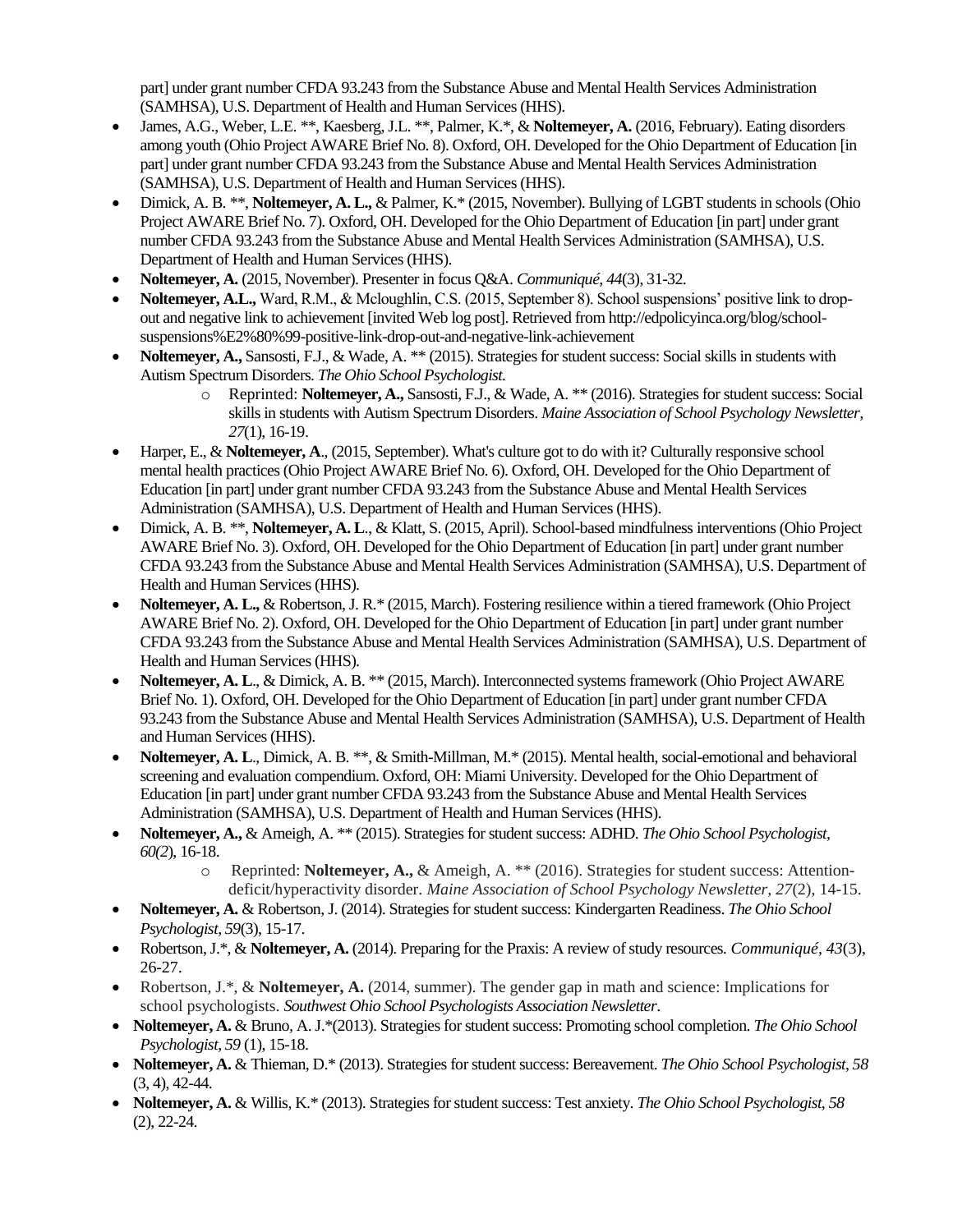part] under grant number CFDA 93.243 from the Substance Abuse and Mental Health Services Administration (SAMHSA), U.S. Department of Health and Human Services (HHS).

- James, A.G., Weber, L.E. **, Kaesberg, J.L. **, Palmer, K.*, & **Noltemeyer, A.** (2016, February). Eating disorders among youth (Ohio Project AWARE Brief No. 8). Oxford, OH. Developed for the Ohio Department of Education [in part] under grant number CFDA 93.243 from the Substance Abuse and Mental Health Services Administration (SAMHSA), U.S. Department of Health and Human Services (HHS).
- Dimick, A. B. **, **Noltemeyer, A. L.,** & Palmer, K.* (2015, November). Bullying of LGBT students in schools (Ohio Project AWARE Brief No. 7). Oxford, OH. Developed for the Ohio Department of Education [in part] under grant number CFDA 93.243 from the Substance Abuse and Mental Health Services Administration (SAMHSA), U.S. Department of Health and Human Services (HHS).
- **Noltemeyer, A.** (2015, November). Presenter in focus Q&A. *Communiqué, 44*(3), 31-32.
- **Noltemeyer, A.L.,** Ward, R.M., & Mcloughlin, C.S. (2015, September 8). School suspensions' positive link to drop-out and negative link to achievement [invited Web log post]. Retrieved from http://edpolicyinca.org/blog/school-suspensions%E2%80%99-positive-link-drop-out-and-negative-link-achievement
- **Noltemeyer, A.,** Sansosti, F.J., & Wade, A. ** (2015). Strategies for student success: Social skills in students with Autism Spectrum Disorders. *The Ohio School Psychologist.*
  - Reprinted: **Noltemeyer, A.,** Sansosti, F.J., & Wade, A. ** (2016). Strategies for student success: Social skills in students with Autism Spectrum Disorders. *Maine Association of School Psychology Newsletter, 27*(1), 16-19.
- Harper, E., & **Noltemeyer, A**., (2015, September). What's culture got to do with it? Culturally responsive school mental health practices (Ohio Project AWARE Brief No. 6). Oxford, OH. Developed for the Ohio Department of Education [in part] under grant number CFDA 93.243 from the Substance Abuse and Mental Health Services Administration (SAMHSA), U.S. Department of Health and Human Services (HHS).
- Dimick, A. B. **, **Noltemeyer, A. L**., & Klatt, S. (2015, April). School-based mindfulness interventions (Ohio Project AWARE Brief No. 3). Oxford, OH. Developed for the Ohio Department of Education [in part] under grant number CFDA 93.243 from the Substance Abuse and Mental Health Services Administration (SAMHSA), U.S. Department of Health and Human Services (HHS).
- **Noltemeyer, A. L.,** & Robertson, J. R.* (2015, March). Fostering resilience within a tiered framework (Ohio Project AWARE Brief No. 2). Oxford, OH. Developed for the Ohio Department of Education [in part] under grant number CFDA 93.243 from the Substance Abuse and Mental Health Services Administration (SAMHSA), U.S. Department of Health and Human Services (HHS).
- **Noltemeyer, A. L**., & Dimick, A. B. ** (2015, March). Interconnected systems framework (Ohio Project AWARE Brief No. 1). Oxford, OH. Developed for the Ohio Department of Education [in part] under grant number CFDA 93.243 from the Substance Abuse and Mental Health Services Administration (SAMHSA), U.S. Department of Health and Human Services (HHS).
- **Noltemeyer, A. L**., Dimick, A. B. **, & Smith-Millman, M.* (2015). Mental health, social-emotional and behavioral screening and evaluation compendium. Oxford, OH: Miami University. Developed for the Ohio Department of Education [in part] under grant number CFDA 93.243 from the Substance Abuse and Mental Health Services Administration (SAMHSA), U.S. Department of Health and Human Services (HHS).
- **Noltemeyer, A.,** & Ameigh, A. ** (2015). Strategies for student success: ADHD. *The Ohio School Psychologist, 60(2)*, 16-18.
  - Reprinted: **Noltemeyer, A.,** & Ameigh, A. ** (2016). Strategies for student success: Attention-deficit/hyperactivity disorder. *Maine Association of School Psychology Newsletter, 27*(2), 14-15.
- **Noltemeyer, A.** & Robertson, J. (2014). Strategies for student success: Kindergarten Readiness. *The Ohio School Psychologist, 59*(3), 15-17.
- Robertson, J.*, & **Noltemeyer, A.** (2014). Preparing for the Praxis: A review of study resources. *Communiqué, 43*(3), 26-27.
- Robertson, J.*, & **Noltemeyer, A.** (2014, summer). The gender gap in math and science: Implications for school psychologists. *Southwest Ohio School Psychologists Association Newsletter*.
- **Noltemeyer, A.** & Bruno, A. J.*(2013). Strategies for student success: Promoting school completion. *The Ohio School Psychologist, 59* (1), 15-18.
- **Noltemeyer, A.** & Thieman, D.* (2013). Strategies for student success: Bereavement. *The Ohio School Psychologist, 58* (3, 4), 42-44.
- **Noltemeyer, A.** & Willis, K.* (2013). Strategies for student success: Test anxiety. *The Ohio School Psychologist, 58* (2), 22-24.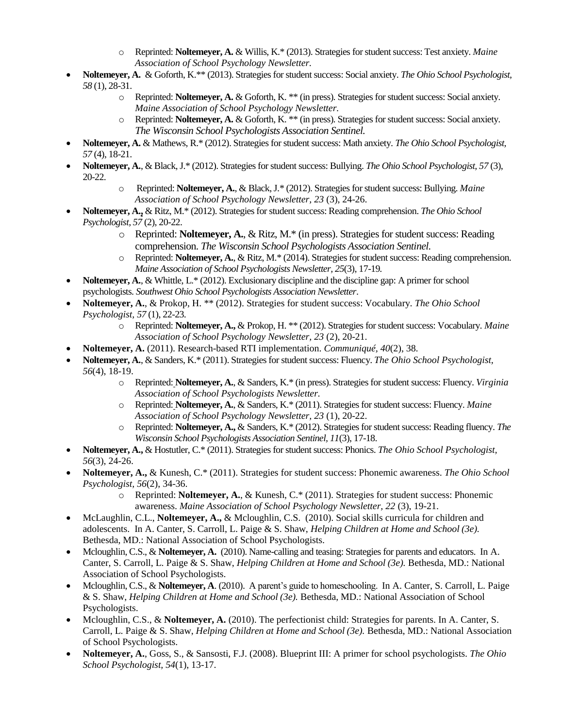- Reprinted: **Noltemeyer, A.** & Willis, K.* (2013). Strategies for student success: Test anxiety. *Maine Association of School Psychology Newsletter.*
- **Noltemeyer, A.** & Goforth, K.** (2013). Strategies for student success: Social anxiety. *The Ohio School Psychologist, 58* (1), 28-31.
  - Reprinted: **Noltemeyer, A.** & Goforth, K. ** (in press). Strategies for student success: Social anxiety. *Maine Association of School Psychology Newsletter.*
  - Reprinted: **Noltemeyer, A.** & Goforth, K. ** (in press). Strategies for student success: Social anxiety. *The Wisconsin School Psychologists Association Sentinel.*
- **Noltemeyer, A.** & Mathews, R.* (2012). Strategies for student success: Math anxiety. *The Ohio School Psychologist, 57* (4), 18-21.
- **Noltemeyer, A.**, & Black, J.* (2012). Strategies for student success: Bullying. *The Ohio School Psychologist, 57* (3), 20-22.
  - Reprinted: **Noltemeyer, A.**, & Black, J.* (2012). Strategies for student success: Bullying. *Maine Association of School Psychology Newsletter, 23* (3), 24-26.
- **Noltemeyer, A.,** & Ritz, M.* (2012). Strategies for student success: Reading comprehension. *The Ohio School Psychologist, 57* (2), 20-22.
  - Reprinted: **Noltemeyer, A.**, & Ritz, M.* (in press). Strategies for student success: Reading comprehension. *The Wisconsin School Psychologists Association Sentinel.*
  - Reprinted: **Noltemeyer, A.**, & Ritz, M.* (2014). Strategies for student success: Reading comprehension. *Maine Association of School Psychologists Newsletter, 25*(3), 17-19.
- **Noltemeyer, A.**, & Whittle, L.* (2012). Exclusionary discipline and the discipline gap: A primer for school psychologists. *Southwest Ohio School Psychologists Association Newsletter*.
- **Noltemeyer, A.**, & Prokop, H. ** (2012). Strategies for student success: Vocabulary. *The Ohio School Psychologist, 57* (1), 22-23.
  - Reprinted: **Noltemeyer, A.,** & Prokop, H. ** (2012). Strategies for student success: Vocabulary. *Maine Association of School Psychology Newsletter, 23* (2), 20-21.
- **Noltemeyer, A.** (2011). Research-based RTI implementation. *Communiqué, 40*(2), 38.
- **Noltemeyer, A.**, & Sanders, K.* (2011). Strategies for student success: Fluency. *The Ohio School Psychologist, 56*(4), 18-19.
  - Reprinted: **Noltemeyer, A.**, & Sanders, K.* (in press). Strategies for student success: Fluency. *Virginia Association of School Psychologists Newsletter.*
  - Reprinted: **Noltemeyer, A.**, & Sanders, K.* (2011). Strategies for student success: Fluency. *Maine Association of School Psychology Newsletter, 23* (1), 20-22.
  - Reprinted: **Noltemeyer, A.,** & Sanders, K.* (2012). Strategies for student success: Reading fluency. *The Wisconsin School Psychologists Association Sentinel, 11*(3), 17-18.
- **Noltemeyer, A.,** & Hostutler, C.* (2011). Strategies for student success: Phonics. *The Ohio School Psychologist, 56*(3), 24-26.
- **Noltemeyer, A.,** & Kunesh, C.* (2011). Strategies for student success: Phonemic awareness. *The Ohio School Psychologist, 56*(2), 34-36.
  - Reprinted: **Noltemeyer, A.**, & Kunesh, C.* (2011). Strategies for student success: Phonemic awareness. *Maine Association of School Psychology Newsletter, 22* (3), 19-21.
- McLaughlin, C.L., **Noltemeyer, A.,** & Mcloughlin, C.S. (2010). Social skills curricula for children and adolescents. In A. Canter, S. Carroll, L. Paige & S. Shaw, *Helping Children at Home and School (3e).* Bethesda, MD.: National Association of School Psychologists.
- Mcloughlin, C.S., & **Noltemeyer, A.** (2010). Name-calling and teasing: Strategies for parents and educators. In A. Canter, S. Carroll, L. Paige & S. Shaw, *Helping Children at Home and School (3e).* Bethesda, MD.: National Association of School Psychologists.
- Mcloughlin, C.S., & **Noltemeyer, A**. (2010). A parent's guide to homeschooling. In A. Canter, S. Carroll, L. Paige & S. Shaw, *Helping Children at Home and School (3e).* Bethesda, MD.: National Association of School Psychologists.
- Mcloughlin, C.S., & **Noltemeyer, A.** (2010). The perfectionist child: Strategies for parents. In A. Canter, S. Carroll, L. Paige & S. Shaw, *Helping Children at Home and School (3e).* Bethesda, MD.: National Association of School Psychologists.
- **Noltemeyer, A.**, Goss, S., & Sansosti, F.J. (2008). Blueprint III: A primer for school psychologists. *The Ohio School Psychologist, 54*(1), 13-17.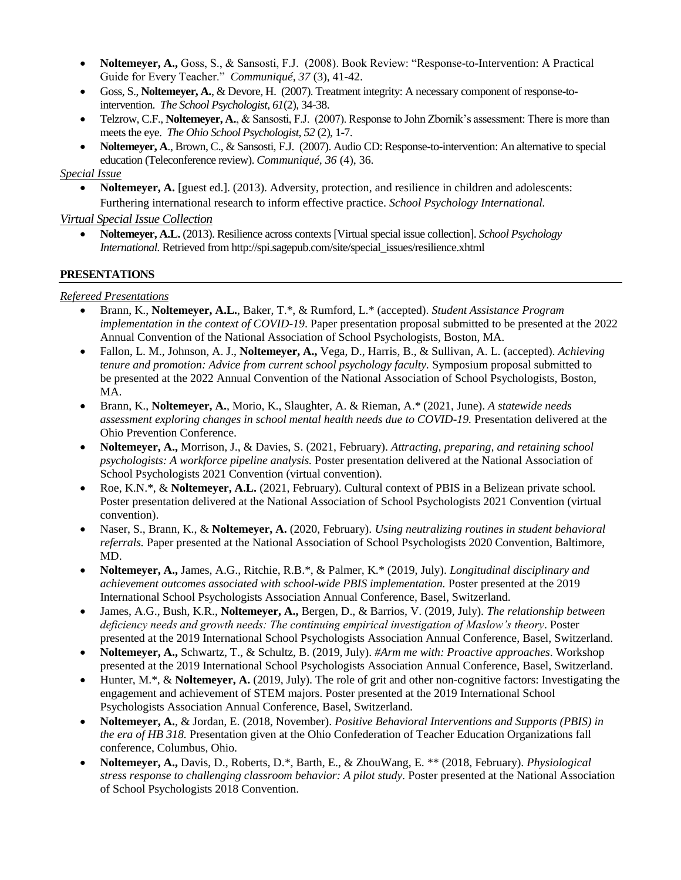- **Noltemeyer, A.,** Goss, S., & Sansosti, F.J. (2008). Book Review: "Response-to-Intervention: A Practical Guide for Every Teacher." *Communiqué, 37* (3), 41-42.
- Goss, S., **Noltemeyer, A.**, & Devore, H. (2007). Treatment integrity: A necessary component of response-to-intervention. *The School Psychologist, 61*(2), 34-38.
- Telzrow, C.F., **Noltemeyer, A.**, & Sansosti, F.J. (2007). Response to John Zbornik's assessment: There is more than meets the eye. *The Ohio School Psychologist, 52* (2), 1-7.
- **Noltemeyer, A**., Brown, C., & Sansosti, F.J. (2007). Audio CD: Response-to-intervention: An alternative to special education (Teleconference review). *Communiqué, 36* (4), 36.

*Special Issue*

- **Noltemeyer, A.** [guest ed.]. (2013). Adversity, protection, and resilience in children and adolescents: Furthering international research to inform effective practice. *School Psychology International.*

*Virtual Special Issue Collection*

- **Noltemeyer, A.L.** (2013). Resilience across contexts [Virtual special issue collection]. *School Psychology International.* Retrieved from http://spi.sagepub.com/site/special_issues/resilience.xhtml

## PRESENTATIONS

*Refereed Presentations*

- Brann, K., **Noltemeyer, A.L.**, Baker, T.*, & Rumford, L.* (accepted). *Student Assistance Program implementation in the context of COVID-19.* Paper presentation proposal submitted to be presented at the 2022 Annual Convention of the National Association of School Psychologists, Boston, MA.
- Fallon, L. M., Johnson, A. J., **Noltemeyer, A.,** Vega, D., Harris, B., & Sullivan, A. L. (accepted). *Achieving tenure and promotion: Advice from current school psychology faculty.* Symposium proposal submitted to be presented at the 2022 Annual Convention of the National Association of School Psychologists, Boston, MA.
- Brann, K., **Noltemeyer, A.**, Morio, K., Slaughter, A. & Rieman, A.* (2021, June). *A statewide needs assessment exploring changes in school mental health needs due to COVID-19.* Presentation delivered at the Ohio Prevention Conference.
- **Noltemeyer, A.,** Morrison, J., & Davies, S. (2021, February). *Attracting, preparing, and retaining school psychologists: A workforce pipeline analysis.* Poster presentation delivered at the National Association of School Psychologists 2021 Convention (virtual convention).
- Roe, K.N.*, & **Noltemeyer, A.L.** (2021, February). Cultural context of PBIS in a Belizean private school. Poster presentation delivered at the National Association of School Psychologists 2021 Convention (virtual convention).
- Naser, S., Brann, K., & **Noltemeyer, A.** (2020, February). *Using neutralizing routines in student behavioral referrals.* Paper presented at the National Association of School Psychologists 2020 Convention, Baltimore, MD.
- **Noltemeyer, A.,** James, A.G., Ritchie, R.B.*, & Palmer, K.* (2019, July). *Longitudinal disciplinary and achievement outcomes associated with school-wide PBIS implementation.* Poster presented at the 2019 International School Psychologists Association Annual Conference, Basel, Switzerland.
- James, A.G., Bush, K.R., **Noltemeyer, A.,** Bergen, D., & Barrios, V. (2019, July). *The relationship between deficiency needs and growth needs: The continuing empirical investigation of Maslow's theory*. Poster presented at the 2019 International School Psychologists Association Annual Conference, Basel, Switzerland.
- **Noltemeyer, A.,** Schwartz, T., & Schultz, B. (2019, July). *#Arm me with: Proactive approaches*. Workshop presented at the 2019 International School Psychologists Association Annual Conference, Basel, Switzerland.
- Hunter, M.*, & **Noltemeyer, A.** (2019, July). The role of grit and other non-cognitive factors: Investigating the engagement and achievement of STEM majors. Poster presented at the 2019 International School Psychologists Association Annual Conference, Basel, Switzerland.
- **Noltemeyer, A.**, & Jordan, E. (2018, November). *Positive Behavioral Interventions and Supports (PBIS) in the era of HB 318.* Presentation given at the Ohio Confederation of Teacher Education Organizations fall conference, Columbus, Ohio.
- **Noltemeyer, A.,** Davis, D., Roberts, D.*, Barth, E., & ZhouWang, E. ** (2018, February). *Physiological stress response to challenging classroom behavior: A pilot study.* Poster presented at the National Association of School Psychologists 2018 Convention.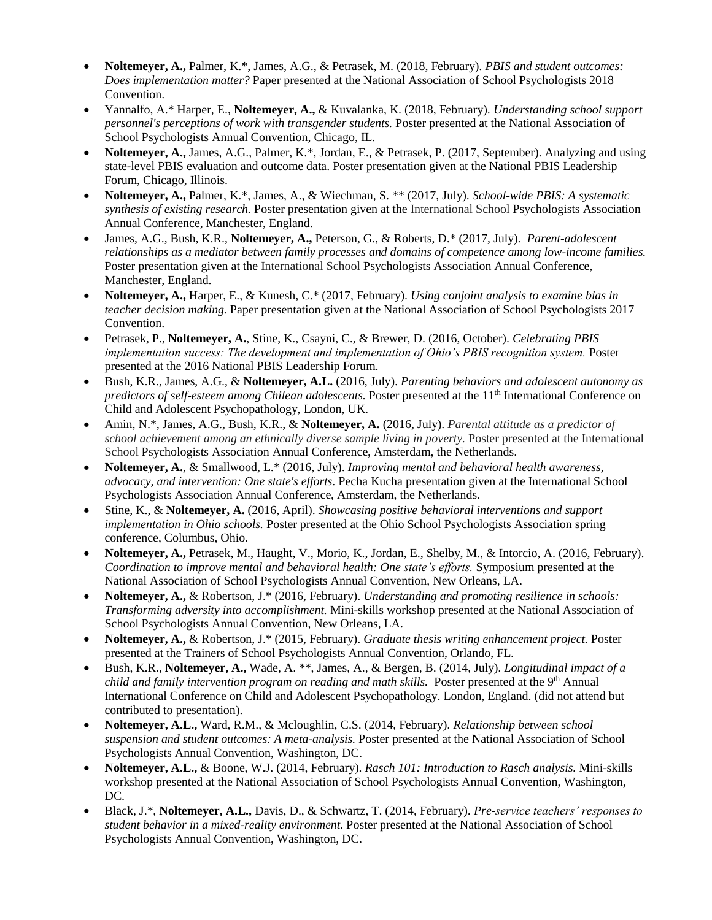- **Noltemeyer, A.,** Palmer, K.*, James, A.G., & Petrasek, M. (2018, February). *PBIS and student outcomes: Does implementation matter?* Paper presented at the National Association of School Psychologists 2018 Convention.
- Yannalfo, A.* Harper, E., **Noltemeyer, A.,** & Kuvalanka, K. (2018, February). *Understanding school support personnel's perceptions of work with transgender students.* Poster presented at the National Association of School Psychologists Annual Convention, Chicago, IL.
- **Noltemeyer, A.,** James, A.G., Palmer, K.*, Jordan, E., & Petrasek, P. (2017, September). Analyzing and using state-level PBIS evaluation and outcome data. Poster presentation given at the National PBIS Leadership Forum, Chicago, Illinois.
- **Noltemeyer, A.,** Palmer, K.*, James, A., & Wiechman, S. ** (2017, July). *School-wide PBIS: A systematic synthesis of existing research.* Poster presentation given at the International School Psychologists Association Annual Conference, Manchester, England.
- James, A.G., Bush, K.R., **Noltemeyer, A.,** Peterson, G., & Roberts, D.* (2017, July). *Parent-adolescent relationships as a mediator between family processes and domains of competence among low-income families.* Poster presentation given at the International School Psychologists Association Annual Conference, Manchester, England.
- **Noltemeyer, A.,** Harper, E., & Kunesh, C.* (2017, February). *Using conjoint analysis to examine bias in teacher decision making.* Paper presentation given at the National Association of School Psychologists 2017 Convention.
- Petrasek, P., **Noltemeyer, A.**, Stine, K., Csayni, C., & Brewer, D. (2016, October). *Celebrating PBIS implementation success: The development and implementation of Ohio's PBIS recognition system.* Poster presented at the 2016 National PBIS Leadership Forum.
- Bush, K.R., James, A.G., & **Noltemeyer, A.L.** (2016, July). *Parenting behaviors and adolescent autonomy as predictors of self-esteem among Chilean adolescents.* Poster presented at the 11th International Conference on Child and Adolescent Psychopathology, London, UK.
- Amin, N.*, James, A.G., Bush, K.R., & **Noltemeyer, A.** (2016, July). *Parental attitude as a predictor of school achievement among an ethnically diverse sample living in poverty.* Poster presented at the International School Psychologists Association Annual Conference, Amsterdam, the Netherlands.
- **Noltemeyer, A.**, & Smallwood, L.* (2016, July). *Improving mental and behavioral health awareness, advocacy, and intervention: One state's efforts*. Pecha Kucha presentation given at the International School Psychologists Association Annual Conference, Amsterdam, the Netherlands.
- Stine, K., & **Noltemeyer, A.** (2016, April). *Showcasing positive behavioral interventions and support implementation in Ohio schools.* Poster presented at the Ohio School Psychologists Association spring conference, Columbus, Ohio.
- **Noltemeyer, A.,** Petrasek, M., Haught, V., Morio, K., Jordan, E., Shelby, M., & Intorcio, A. (2016, February). *Coordination to improve mental and behavioral health: One state's efforts.* Symposium presented at the National Association of School Psychologists Annual Convention, New Orleans, LA.
- **Noltemeyer, A.,** & Robertson, J.* (2016, February). *Understanding and promoting resilience in schools: Transforming adversity into accomplishment.* Mini-skills workshop presented at the National Association of School Psychologists Annual Convention, New Orleans, LA.
- **Noltemeyer, A.,** & Robertson, J.* (2015, February). *Graduate thesis writing enhancement project.* Poster presented at the Trainers of School Psychologists Annual Convention, Orlando, FL.
- Bush, K.R., **Noltemeyer, A.,** Wade, A. **, James, A., & Bergen, B. (2014, July). *Longitudinal impact of a child and family intervention program on reading and math skills.* Poster presented at the 9th Annual International Conference on Child and Adolescent Psychopathology. London, England. (did not attend but contributed to presentation).
- **Noltemeyer, A.L.,** Ward, R.M., & Mcloughlin, C.S. (2014, February). *Relationship between school suspension and student outcomes: A meta-analysis.* Poster presented at the National Association of School Psychologists Annual Convention, Washington, DC.
- **Noltemeyer, A.L.,** & Boone, W.J. (2014, February). *Rasch 101: Introduction to Rasch analysis.* Mini-skills workshop presented at the National Association of School Psychologists Annual Convention, Washington, DC.
- Black, J.*, **Noltemeyer, A.L.,** Davis, D., & Schwartz, T. (2014, February). *Pre-service teachers' responses to student behavior in a mixed-reality environment.* Poster presented at the National Association of School Psychologists Annual Convention, Washington, DC.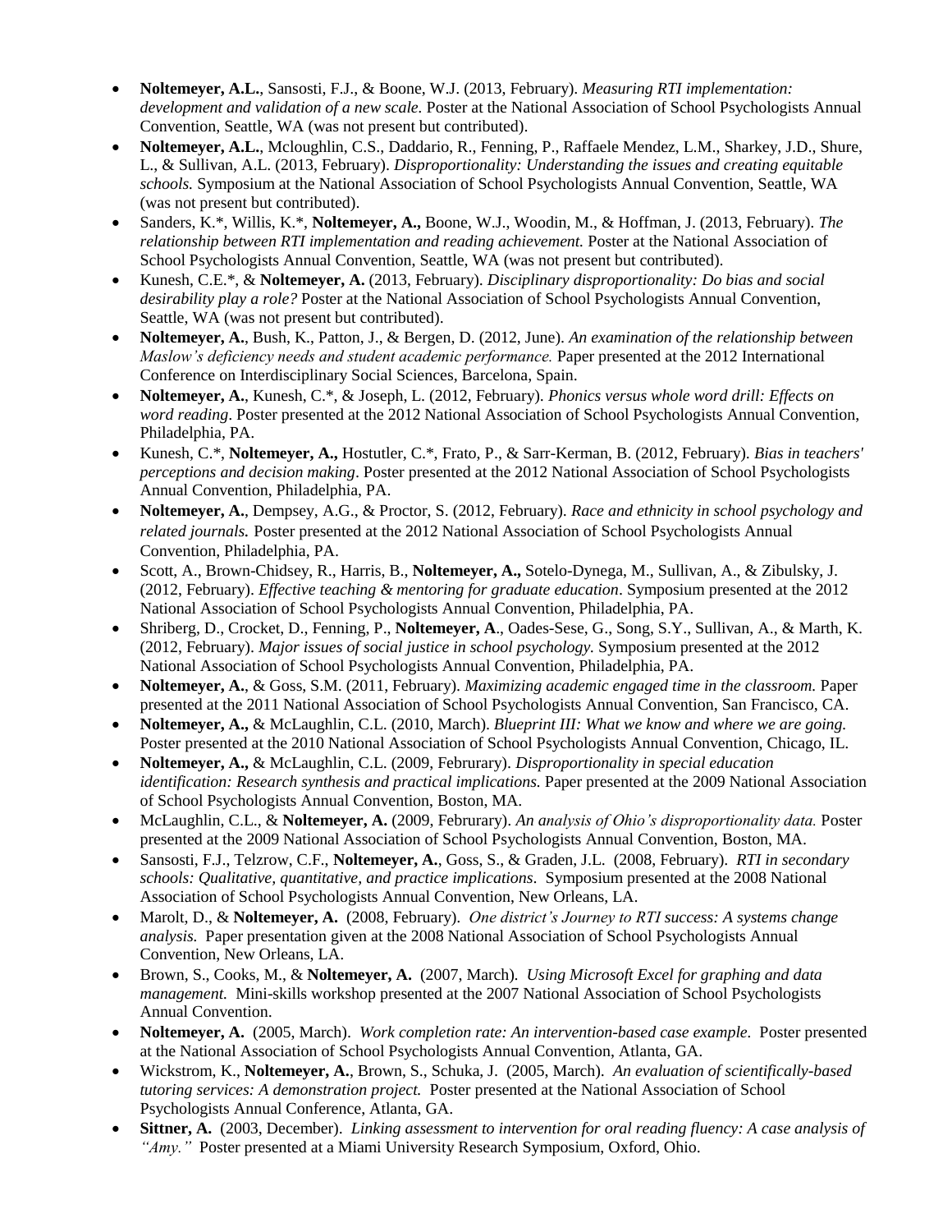- **Noltemeyer, A.L.**, Sansosti, F.J., & Boone, W.J. (2013, February). *Measuring RTI implementation: development and validation of a new scale.* Poster at the National Association of School Psychologists Annual Convention, Seattle, WA (was not present but contributed).
- **Noltemeyer, A.L.**, Mcloughlin, C.S., Daddario, R., Fenning, P., Raffaele Mendez, L.M., Sharkey, J.D., Shure, L., & Sullivan, A.L. (2013, February). *Disproportionality: Understanding the issues and creating equitable schools.* Symposium at the National Association of School Psychologists Annual Convention, Seattle, WA (was not present but contributed).
- Sanders, K.*, Willis, K.*, **Noltemeyer, A.,** Boone, W.J., Woodin, M., & Hoffman, J. (2013, February). *The relationship between RTI implementation and reading achievement.* Poster at the National Association of School Psychologists Annual Convention, Seattle, WA (was not present but contributed).
- Kunesh, C.E.*, & **Noltemeyer, A.** (2013, February). *Disciplinary disproportionality: Do bias and social desirability play a role?* Poster at the National Association of School Psychologists Annual Convention, Seattle, WA (was not present but contributed).
- **Noltemeyer, A.**, Bush, K., Patton, J., & Bergen, D. (2012, June). *An examination of the relationship between Maslow's deficiency needs and student academic performance.* Paper presented at the 2012 International Conference on Interdisciplinary Social Sciences, Barcelona, Spain.
- **Noltemeyer, A.**, Kunesh, C.*, & Joseph, L. (2012, February). *Phonics versus whole word drill: Effects on word reading*. Poster presented at the 2012 National Association of School Psychologists Annual Convention, Philadelphia, PA.
- Kunesh, C.*, **Noltemeyer, A.,** Hostutler, C.*, Frato, P., & Sarr-Kerman, B. (2012, February). *Bias in teachers' perceptions and decision making*. Poster presented at the 2012 National Association of School Psychologists Annual Convention, Philadelphia, PA.
- **Noltemeyer, A.**, Dempsey, A.G., & Proctor, S. (2012, February). *Race and ethnicity in school psychology and related journals.* Poster presented at the 2012 National Association of School Psychologists Annual Convention, Philadelphia, PA.
- Scott, A., Brown-Chidsey, R., Harris, B., **Noltemeyer, A.,** Sotelo-Dynega, M., Sullivan, A., & Zibulsky, J. (2012, February). *Effective teaching & mentoring for graduate education*. Symposium presented at the 2012 National Association of School Psychologists Annual Convention, Philadelphia, PA.
- Shriberg, D., Crocket, D., Fenning, P., **Noltemeyer, A**., Oades-Sese, G., Song, S.Y., Sullivan, A., & Marth, K. (2012, February). *Major issues of social justice in school psychology.* Symposium presented at the 2012 National Association of School Psychologists Annual Convention, Philadelphia, PA.
- **Noltemeyer, A.**, & Goss, S.M. (2011, February). *Maximizing academic engaged time in the classroom.* Paper presented at the 2011 National Association of School Psychologists Annual Convention, San Francisco, CA.
- **Noltemeyer, A.,** & McLaughlin, C.L. (2010, March). *Blueprint III: What we know and where we are going.* Poster presented at the 2010 National Association of School Psychologists Annual Convention, Chicago, IL.
- **Noltemeyer, A.,** & McLaughlin, C.L. (2009, Februrary). *Disproportionality in special education identification: Research synthesis and practical implications.* Paper presented at the 2009 National Association of School Psychologists Annual Convention, Boston, MA.
- McLaughlin, C.L., & **Noltemeyer, A.** (2009, Februrary). *An analysis of Ohio's disproportionality data.* Poster presented at the 2009 National Association of School Psychologists Annual Convention, Boston, MA.
- Sansosti, F.J., Telzrow, C.F., **Noltemeyer, A.**, Goss, S., & Graden, J.L. (2008, February). *RTI in secondary schools: Qualitative, quantitative, and practice implications*. Symposium presented at the 2008 National Association of School Psychologists Annual Convention, New Orleans, LA.
- Marolt, D., & **Noltemeyer, A.** (2008, February). *One district's Journey to RTI success: A systems change analysis.* Paper presentation given at the 2008 National Association of School Psychologists Annual Convention, New Orleans, LA.
- Brown, S., Cooks, M., & **Noltemeyer, A.** (2007, March). *Using Microsoft Excel for graphing and data management.* Mini-skills workshop presented at the 2007 National Association of School Psychologists Annual Convention.
- **Noltemeyer, A.** (2005, March). *Work completion rate: An intervention-based case example.* Poster presented at the National Association of School Psychologists Annual Convention, Atlanta, GA.
- Wickstrom, K., **Noltemeyer, A.**, Brown, S., Schuka, J. (2005, March). *An evaluation of scientifically-based tutoring services: A demonstration project.* Poster presented at the National Association of School Psychologists Annual Conference, Atlanta, GA.
- **Sittner, A.** (2003, December). *Linking assessment to intervention for oral reading fluency: A case analysis of "Amy."* Poster presented at a Miami University Research Symposium, Oxford, Ohio.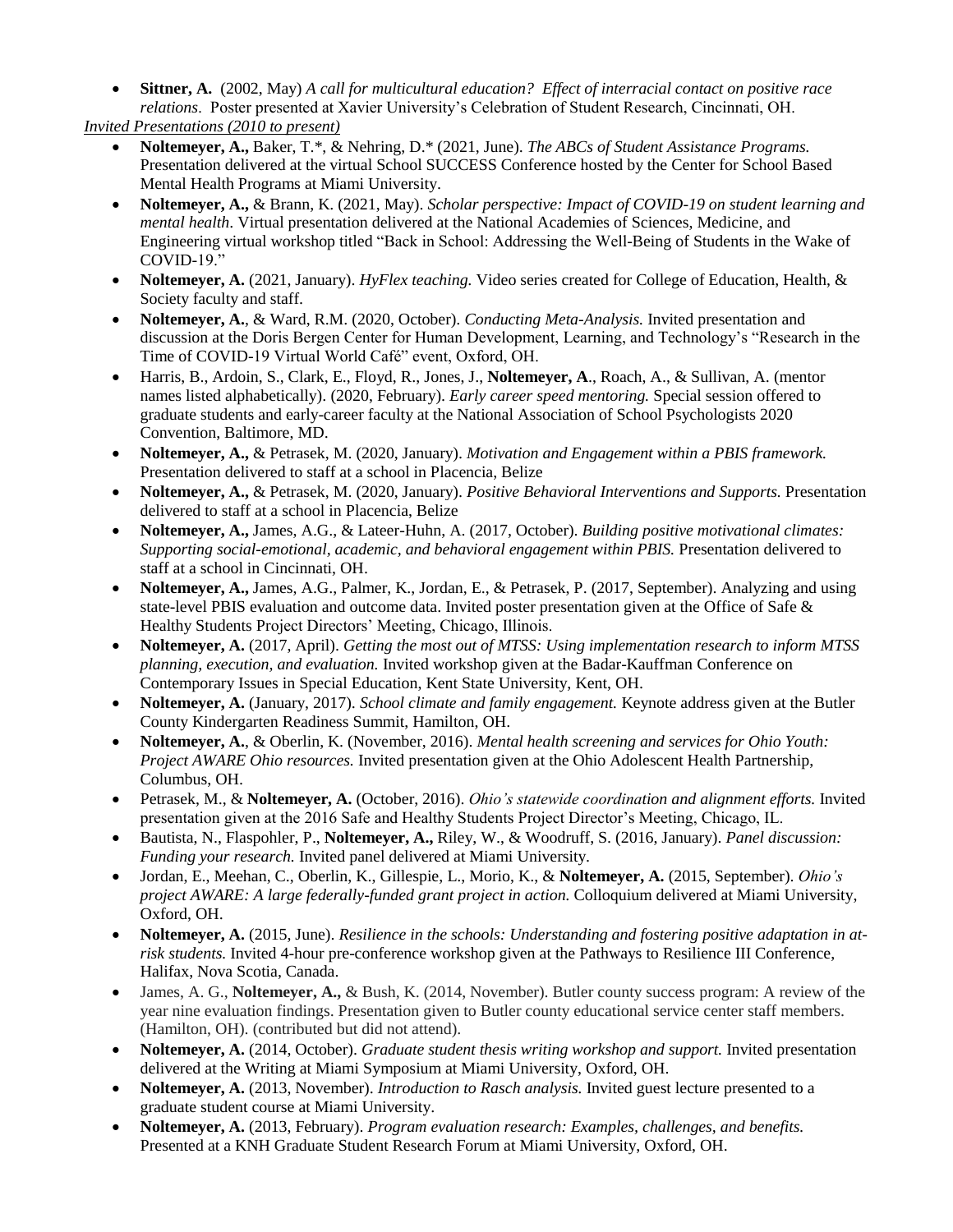- **Sittner, A.** (2002, May) *A call for multicultural education? Effect of interracial contact on positive race relations*. Poster presented at Xavier University's Celebration of Student Research, Cincinnati, OH.

*Invited Presentations (2010 to present)*

- **Noltemeyer, A.,** Baker, T.*, & Nehring, D.* (2021, June). *The ABCs of Student Assistance Programs.* Presentation delivered at the virtual School SUCCESS Conference hosted by the Center for School Based Mental Health Programs at Miami University.
- **Noltemeyer, A.,** & Brann, K. (2021, May). *Scholar perspective: Impact of COVID-19 on student learning and mental health*. Virtual presentation delivered at the National Academies of Sciences, Medicine, and Engineering virtual workshop titled "Back in School: Addressing the Well-Being of Students in the Wake of COVID-19."
- **Noltemeyer, A.** (2021, January). *HyFlex teaching.* Video series created for College of Education, Health, & Society faculty and staff.
- **Noltemeyer, A.**, & Ward, R.M. (2020, October). *Conducting Meta-Analysis.* Invited presentation and discussion at the Doris Bergen Center for Human Development, Learning, and Technology's "Research in the Time of COVID-19 Virtual World Café" event, Oxford, OH.
- Harris, B., Ardoin, S., Clark, E., Floyd, R., Jones, J., **Noltemeyer, A**., Roach, A., & Sullivan, A. (mentor names listed alphabetically). (2020, February). *Early career speed mentoring.* Special session offered to graduate students and early-career faculty at the National Association of School Psychologists 2020 Convention, Baltimore, MD.
- **Noltemeyer, A.,** & Petrasek, M. (2020, January). *Motivation and Engagement within a PBIS framework.* Presentation delivered to staff at a school in Placencia, Belize
- **Noltemeyer, A.,** & Petrasek, M. (2020, January). *Positive Behavioral Interventions and Supports.* Presentation delivered to staff at a school in Placencia, Belize
- **Noltemeyer, A.,** James, A.G., & Lateer-Huhn, A. (2017, October). *Building positive motivational climates: Supporting social-emotional, academic, and behavioral engagement within PBIS.* Presentation delivered to staff at a school in Cincinnati, OH.
- **Noltemeyer, A.,** James, A.G., Palmer, K., Jordan, E., & Petrasek, P. (2017, September). Analyzing and using state-level PBIS evaluation and outcome data. Invited poster presentation given at the Office of Safe & Healthy Students Project Directors' Meeting, Chicago, Illinois.
- **Noltemeyer, A.** (2017, April). *Getting the most out of MTSS: Using implementation research to inform MTSS planning, execution, and evaluation.* Invited workshop given at the Badar-Kauffman Conference on Contemporary Issues in Special Education, Kent State University, Kent, OH.
- **Noltemeyer, A.** (January, 2017). *School climate and family engagement.* Keynote address given at the Butler County Kindergarten Readiness Summit, Hamilton, OH.
- **Noltemeyer, A.**, & Oberlin, K. (November, 2016). *Mental health screening and services for Ohio Youth: Project AWARE Ohio resources.* Invited presentation given at the Ohio Adolescent Health Partnership, Columbus, OH.
- Petrasek, M., & **Noltemeyer, A.** (October, 2016). *Ohio's statewide coordination and alignment efforts.* Invited presentation given at the 2016 Safe and Healthy Students Project Director's Meeting, Chicago, IL.
- Bautista, N., Flaspohler, P., **Noltemeyer, A.,** Riley, W., & Woodruff, S. (2016, January). *Panel discussion: Funding your research.* Invited panel delivered at Miami University.
- Jordan, E., Meehan, C., Oberlin, K., Gillespie, L., Morio, K., & **Noltemeyer, A.** (2015, September). *Ohio's project AWARE: A large federally-funded grant project in action.* Colloquium delivered at Miami University, Oxford, OH.
- **Noltemeyer, A.** (2015, June). *Resilience in the schools: Understanding and fostering positive adaptation in at-risk students.* Invited 4-hour pre-conference workshop given at the Pathways to Resilience III Conference, Halifax, Nova Scotia, Canada.
- James, A. G., **Noltemeyer, A.,** & Bush, K. (2014, November). Butler county success program: A review of the year nine evaluation findings. Presentation given to Butler county educational service center staff members. (Hamilton, OH). (contributed but did not attend).
- **Noltemeyer, A.** (2014, October). *Graduate student thesis writing workshop and support.* Invited presentation delivered at the Writing at Miami Symposium at Miami University, Oxford, OH.
- **Noltemeyer, A.** (2013, November). *Introduction to Rasch analysis.* Invited guest lecture presented to a graduate student course at Miami University.
- **Noltemeyer, A.** (2013, February). *Program evaluation research: Examples, challenges, and benefits.* Presented at a KNH Graduate Student Research Forum at Miami University, Oxford, OH.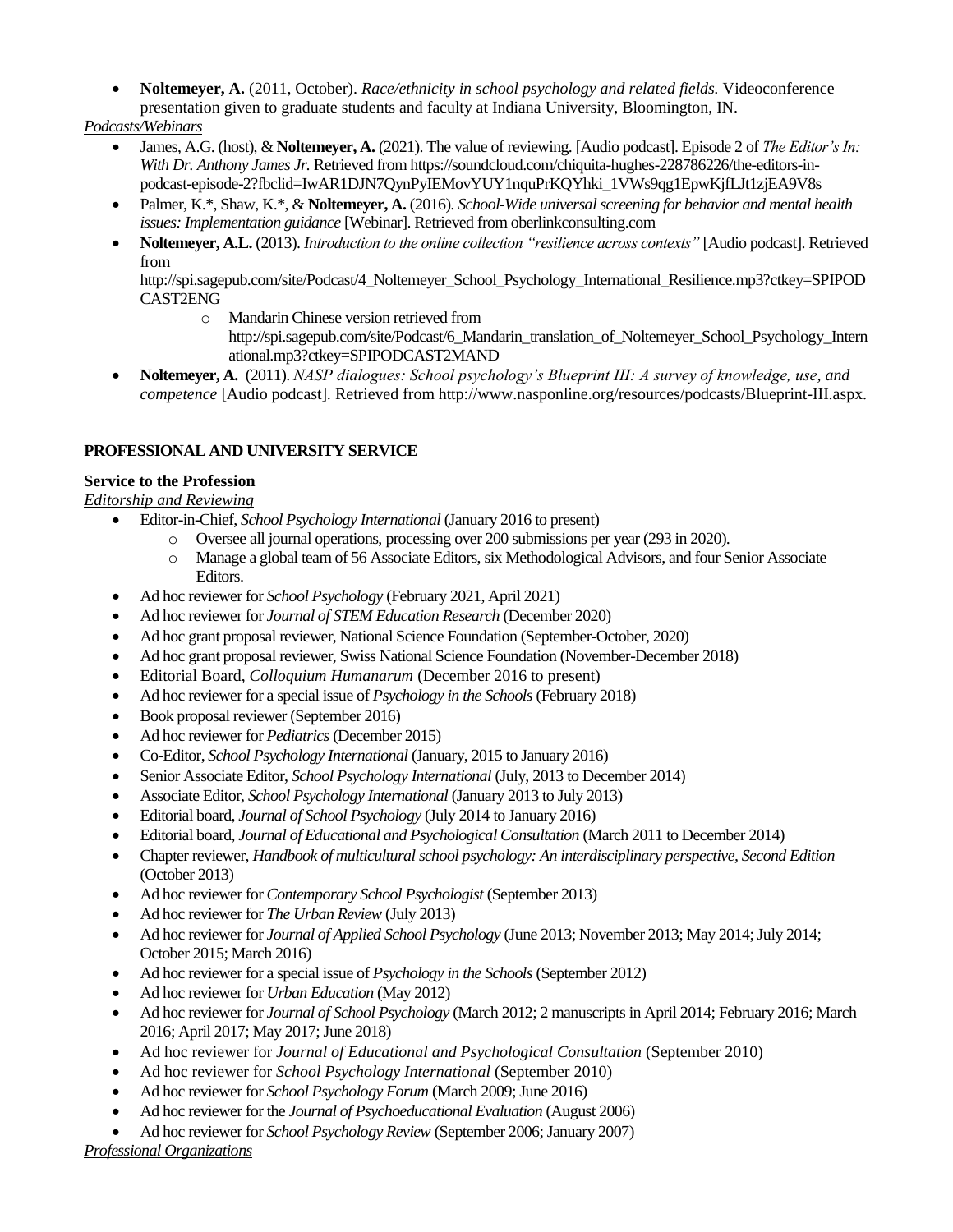- **Noltemeyer, A.** (2011, October). *Race/ethnicity in school psychology and related fields.* Videoconference presentation given to graduate students and faculty at Indiana University, Bloomington, IN.

*Podcasts/Webinars*

- James, A.G. (host), & **Noltemeyer, A.** (2021). The value of reviewing. [Audio podcast]. Episode 2 of *The Editor's In: With Dr. Anthony James Jr.* Retrieved from https://soundcloud.com/chiquita-hughes-228786226/the-editors-in-podcast-episode-2?fbclid=IwAR1DJN7QynPyIEMovYUY1nquPrKQYhki_1VWs9qg1EpwKjfLJt1zjEA9V8s
- Palmer, K.*, Shaw, K.*, & **Noltemeyer, A.** (2016). *School-Wide universal screening for behavior and mental health issues: Implementation guidance* [Webinar]. Retrieved from oberlinkconsulting.com
- **Noltemeyer, A.L.** (2013). *Introduction to the online collection "resilience across contexts"* [Audio podcast]. Retrieved from http://spi.sagepub.com/site/Podcast/4_Noltemeyer_School_Psychology_International_Resilience.mp3?ctkey=SPIPODCAST2ENG
  - Mandarin Chinese version retrieved from http://spi.sagepub.com/site/Podcast/6_Mandarin_translation_of_Noltemeyer_School_Psychology_International.mp3?ctkey=SPIPODCAST2MAND
- **Noltemeyer, A.** (2011). *NASP dialogues: School psychology's Blueprint III: A survey of knowledge, use, and competence* [Audio podcast]. Retrieved from http://www.nasponline.org/resources/podcasts/Blueprint-III.aspx.

## PROFESSIONAL AND UNIVERSITY SERVICE

### Service to the Profession

*Editorship and Reviewing*

- Editor-in-Chief, *School Psychology International* (January 2016 to present)
  - Oversee all journal operations, processing over 200 submissions per year (293 in 2020).
  - Manage a global team of 56 Associate Editors, six Methodological Advisors, and four Senior Associate Editors.
- Ad hoc reviewer for *School Psychology* (February 2021, April 2021)
- Ad hoc reviewer for *Journal of STEM Education Research* (December 2020)
- Ad hoc grant proposal reviewer, National Science Foundation (September-October, 2020)
- Ad hoc grant proposal reviewer, Swiss National Science Foundation (November-December 2018)
- Editorial Board, *Colloquium Humanarum* (December 2016 to present)
- Ad hoc reviewer for a special issue of *Psychology in the Schools* (February 2018)
- Book proposal reviewer (September 2016)
- Ad hoc reviewer for *Pediatrics* (December 2015)
- Co-Editor, *School Psychology International* (January, 2015 to January 2016)
- Senior Associate Editor, *School Psychology International* (July, 2013 to December 2014)
- Associate Editor, *School Psychology International* (January 2013 to July 2013)
- Editorial board, *Journal of School Psychology* (July 2014 to January 2016)
- Editorial board, *Journal of Educational and Psychological Consultation* (March 2011 to December 2014)
- Chapter reviewer, *Handbook of multicultural school psychology: An interdisciplinary perspective, Second Edition* (October 2013)
- Ad hoc reviewer for *Contemporary School Psychologist* (September 2013)
- Ad hoc reviewer for *The Urban Review* (July 2013)
- Ad hoc reviewer for *Journal of Applied School Psychology* (June 2013; November 2013; May 2014; July 2014; October 2015; March 2016)
- Ad hoc reviewer for a special issue of *Psychology in the Schools* (September 2012)
- Ad hoc reviewer for *Urban Education* (May 2012)
- Ad hoc reviewer for *Journal of School Psychology* (March 2012; 2 manuscripts in April 2014; February 2016; March 2016; April 2017; May 2017; June 2018)
- Ad hoc reviewer for *Journal of Educational and Psychological Consultation* (September 2010)
- Ad hoc reviewer for *School Psychology International* (September 2010)
- Ad hoc reviewer for *School Psychology Forum* (March 2009; June 2016)
- Ad hoc reviewer for the *Journal of Psychoeducational Evaluation* (August 2006)
- Ad hoc reviewer for *School Psychology Review* (September 2006; January 2007)

*Professional Organizations*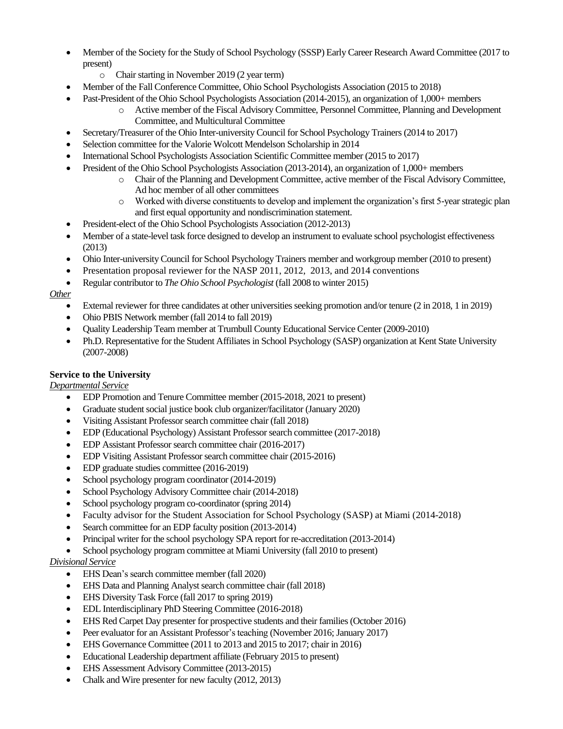- Member of the Society for the Study of School Psychology (SSSP) Early Career Research Award Committee (2017 to present)
    - Chair starting in November 2019 (2 year term)
- Member of the Fall Conference Committee, Ohio School Psychologists Association (2015 to 2018)
- Past-President of the Ohio School Psychologists Association (2014-2015), an organization of 1,000+ members
    - Active member of the Fiscal Advisory Committee, Personnel Committee, Planning and Development Committee, and Multicultural Committee
- Secretary/Treasurer of the Ohio Inter-university Council for School Psychology Trainers (2014 to 2017)
- Selection committee for the Valorie Wolcott Mendelson Scholarship in 2014
- International School Psychologists Association Scientific Committee member (2015 to 2017)
- President of the Ohio School Psychologists Association (2013-2014), an organization of 1,000+ members
    - Chair of the Planning and Development Committee, active member of the Fiscal Advisory Committee, Ad hoc member of all other committees
    - Worked with diverse constituents to develop and implement the organization's first 5-year strategic plan and first equal opportunity and nondiscrimination statement.
- President-elect of the Ohio School Psychologists Association (2012-2013)
- Member of a state-level task force designed to develop an instrument to evaluate school psychologist effectiveness (2013)
- Ohio Inter-university Council for School Psychology Trainers member and workgroup member (2010 to present)
- Presentation proposal reviewer for the NASP 2011, 2012, 2013, and 2014 conventions
- Regular contributor to *The Ohio School Psychologist* (fall 2008 to winter 2015)

*Other*

- External reviewer for three candidates at other universities seeking promotion and/or tenure (2 in 2018, 1 in 2019)
- Ohio PBIS Network member (fall 2014 to fall 2019)
- Quality Leadership Team member at Trumbull County Educational Service Center (2009-2010)
- Ph.D. Representative for the Student Affiliates in School Psychology (SASP) organization at Kent State University (2007-2008)

**Service to the University**

*Departmental Service*

- EDP Promotion and Tenure Committee member (2015-2018, 2021 to present)
- Graduate student social justice book club organizer/facilitator (January 2020)
- Visiting Assistant Professor search committee chair (fall 2018)
- EDP (Educational Psychology) Assistant Professor search committee (2017-2018)
- EDP Assistant Professor search committee chair (2016-2017)
- EDP Visiting Assistant Professor search committee chair (2015-2016)
- EDP graduate studies committee (2016-2019)
- School psychology program coordinator (2014-2019)
- School Psychology Advisory Committee chair (2014-2018)
- School psychology program co-coordinator (spring 2014)
- Faculty advisor for the Student Association for School Psychology (SASP) at Miami (2014-2018)
- Search committee for an EDP faculty position (2013-2014)
- Principal writer for the school psychology SPA report for re-accreditation (2013-2014)
- School psychology program committee at Miami University (fall 2010 to present)

*Divisional Service*

- EHS Dean's search committee member (fall 2020)
- EHS Data and Planning Analyst search committee chair (fall 2018)
- EHS Diversity Task Force (fall 2017 to spring 2019)
- EDL Interdisciplinary PhD Steering Committee (2016-2018)
- EHS Red Carpet Day presenter for prospective students and their families (October 2016)
- Peer evaluator for an Assistant Professor's teaching (November 2016; January 2017)
- EHS Governance Committee (2011 to 2013 and 2015 to 2017; chair in 2016)
- Educational Leadership department affiliate (February 2015 to present)
- EHS Assessment Advisory Committee (2013-2015)
- Chalk and Wire presenter for new faculty (2012, 2013)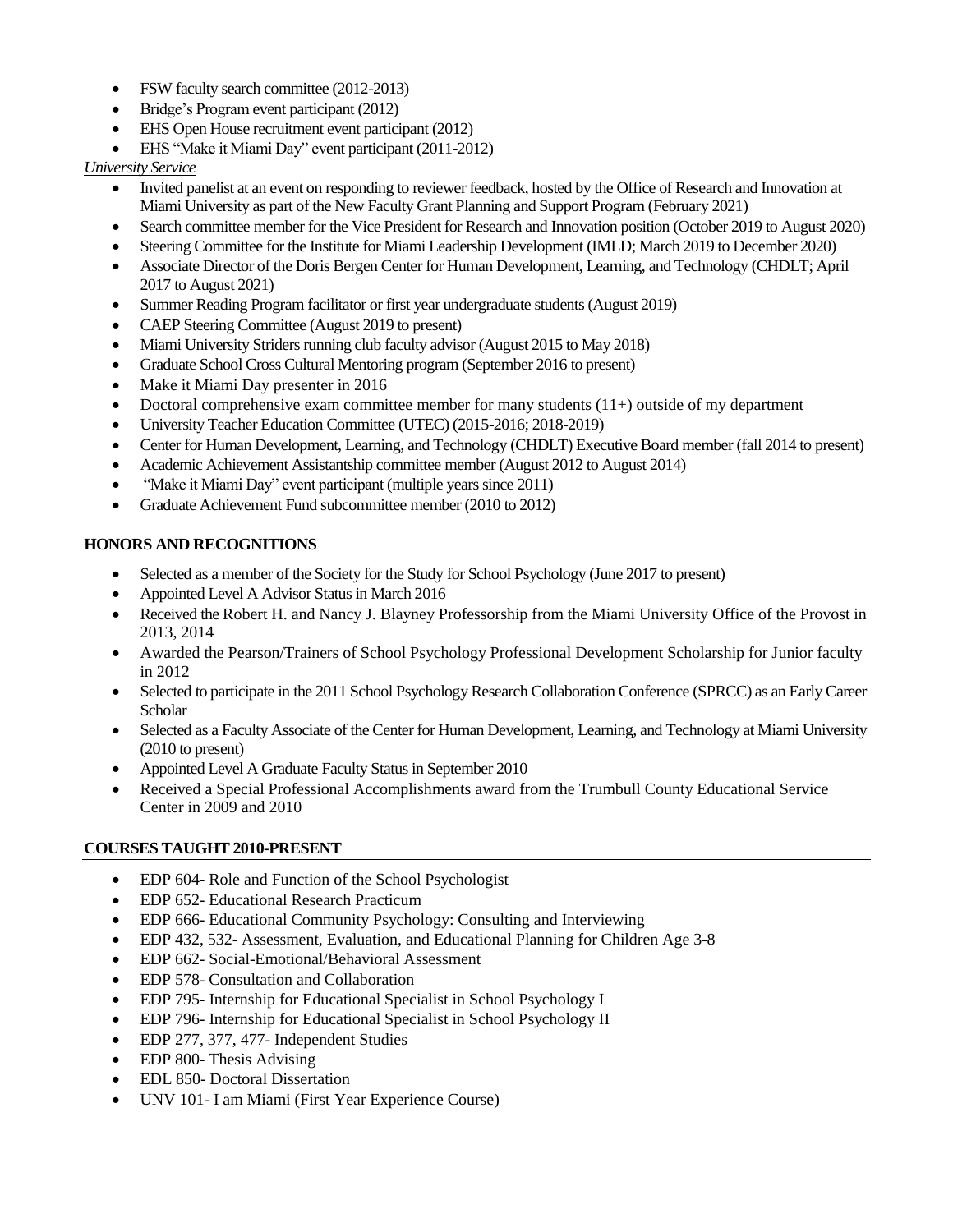- FSW faculty search committee (2012-2013)
- Bridge's Program event participant (2012)
- EHS Open House recruitment event participant (2012)
- EHS "Make it Miami Day" event participant (2011-2012)

*University Service*

- Invited panelist at an event on responding to reviewer feedback, hosted by the Office of Research and Innovation at Miami University as part of the New Faculty Grant Planning and Support Program (February 2021)
- Search committee member for the Vice President for Research and Innovation position (October 2019 to August 2020)
- Steering Committee for the Institute for Miami Leadership Development (IMLD; March 2019 to December 2020)
- Associate Director of the Doris Bergen Center for Human Development, Learning, and Technology (CHDLT; April 2017 to August 2021)
- Summer Reading Program facilitator or first year undergraduate students (August 2019)
- CAEP Steering Committee (August 2019 to present)
- Miami University Striders running club faculty advisor (August 2015 to May 2018)
- Graduate School Cross Cultural Mentoring program (September 2016 to present)
- Make it Miami Day presenter in 2016
- Doctoral comprehensive exam committee member for many students (11+) outside of my department
- University Teacher Education Committee (UTEC) (2015-2016; 2018-2019)
- Center for Human Development, Learning, and Technology (CHDLT) Executive Board member (fall 2014 to present)
- Academic Achievement Assistantship committee member (August 2012 to August 2014)
- "Make it Miami Day" event participant (multiple years since 2011)
- Graduate Achievement Fund subcommittee member (2010 to 2012)

## HONORS AND RECOGNITIONS

- Selected as a member of the Society for the Study for School Psychology (June 2017 to present)
- Appointed Level A Advisor Status in March 2016
- Received the Robert H. and Nancy J. Blayney Professorship from the Miami University Office of the Provost in 2013, 2014
- Awarded the Pearson/Trainers of School Psychology Professional Development Scholarship for Junior faculty in 2012
- Selected to participate in the 2011 School Psychology Research Collaboration Conference (SPRCC) as an Early Career Scholar
- Selected as a Faculty Associate of the Center for Human Development, Learning, and Technology at Miami University (2010 to present)
- Appointed Level A Graduate Faculty Status in September 2010
- Received a Special Professional Accomplishments award from the Trumbull County Educational Service Center in 2009 and 2010

## COURSES TAUGHT 2010-PRESENT

- EDP 604- Role and Function of the School Psychologist
- EDP 652- Educational Research Practicum
- EDP 666- Educational Community Psychology: Consulting and Interviewing
- EDP 432, 532- Assessment, Evaluation, and Educational Planning for Children Age 3-8
- EDP 662- Social-Emotional/Behavioral Assessment
- EDP 578- Consultation and Collaboration
- EDP 795- Internship for Educational Specialist in School Psychology I
- EDP 796- Internship for Educational Specialist in School Psychology II
- EDP 277, 377, 477- Independent Studies
- EDP 800- Thesis Advising
- EDL 850- Doctoral Dissertation
- UNV 101- I am Miami (First Year Experience Course)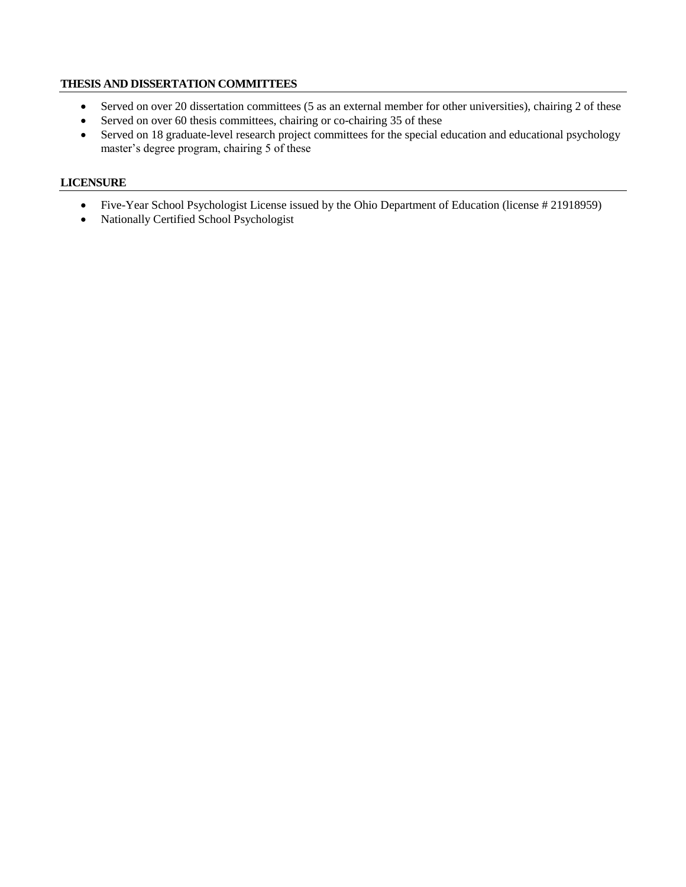## THESIS AND DISSERTATION COMMITTEES

- Served on over 20 dissertation committees (5 as an external member for other universities), chairing 2 of these
- Served on over 60 thesis committees, chairing or co-chairing 35 of these
- Served on 18 graduate-level research project committees for the special education and educational psychology master's degree program, chairing 5 of these

## LICENSURE

- Five-Year School Psychologist License issued by the Ohio Department of Education (license # 21918959)
- Nationally Certified School Psychologist